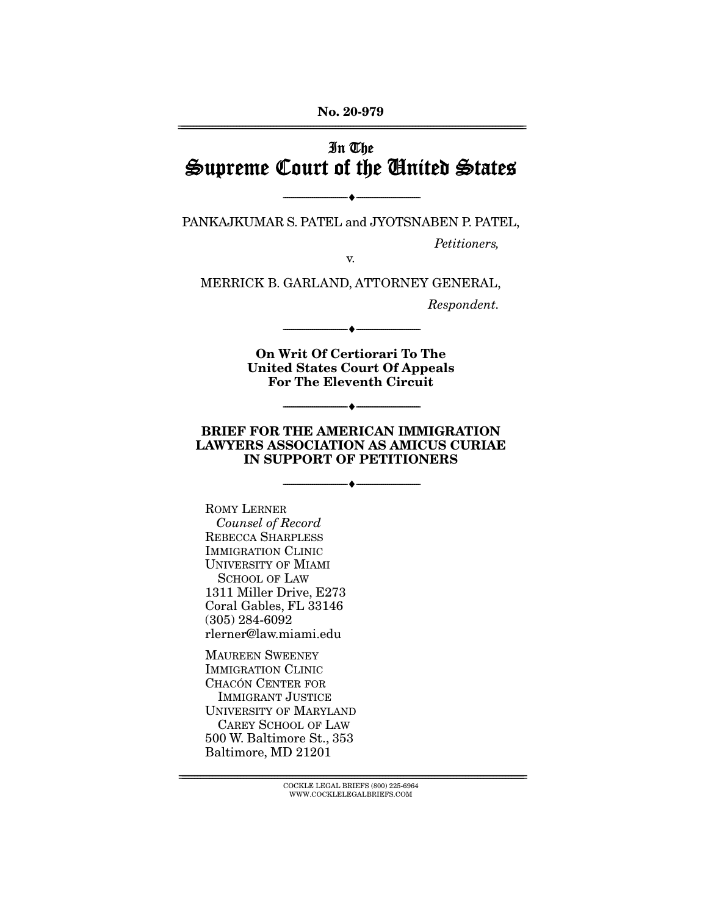No. 20-979

# In The Supreme Court of the United States

---

PANKAJKUMAR S. PATEL and JYOTSNABEN P. PATEL,

*Petitioners,*

v.

MERRICK B. GARLAND, ATTORNEY GENERAL,

*Respondent.*

---

**On Writ Of Certiorari To The United States Court Of Appeals For The Eleventh Circuit**

---

**BRIEF FOR THE AMERICAN IMMIGRATION LAWYERS ASSOCIATION AS AMICUS CURIAE IN SUPPORT OF PETITIONERS**

---

ROMY LERNER
*Counsel of Record*
REBECCA SHARPLESS
IMMIGRATION CLINIC
UNIVERSITY OF MIAMI
SCHOOL OF LAW
1311 Miller Drive, E273
Coral Gables, FL 33146
(305) 284-6092
rlerner@law.miami.edu

MAUREEN SWEENEY
IMMIGRATION CLINIC
CHACÓN CENTER FOR
IMMIGRANT JUSTICE
UNIVERSITY OF MARYLAND
CAREY SCHOOL OF LAW
500 W. Baltimore St., 353
Baltimore, MD 21201

COCKLE LEGAL BRIEFS (800) 225-6964
WWW.COCKLELEGALBRIEFS.COM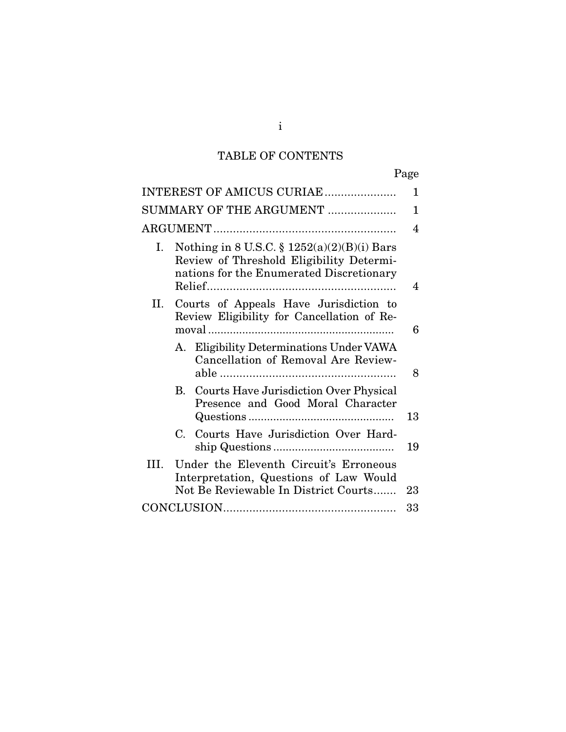# TABLE OF CONTENTS

| | Page |
|---|---|
| INTEREST OF AMICUS CURIAE | 1 |
| SUMMARY OF THE ARGUMENT | 1 |
| ARGUMENT | 4 |
| I. Nothing in 8 U.S.C. § 1252(a)(2)(B)(i) Bars Review of Threshold Eligibility Determinations for the Enumerated Discretionary Relief | 4 |
| II. Courts of Appeals Have Jurisdiction to Review Eligibility for Cancellation of Removal | 6 |
| A. Eligibility Determinations Under VAWA Cancellation of Removal Are Reviewable | 8 |
| B. Courts Have Jurisdiction Over Physical Presence and Good Moral Character Questions | 13 |
| C. Courts Have Jurisdiction Over Hardship Questions | 19 |
| III. Under the Eleventh Circuit's Erroneous Interpretation, Questions of Law Would Not Be Reviewable In District Courts | 23 |
| CONCLUSION | 33 |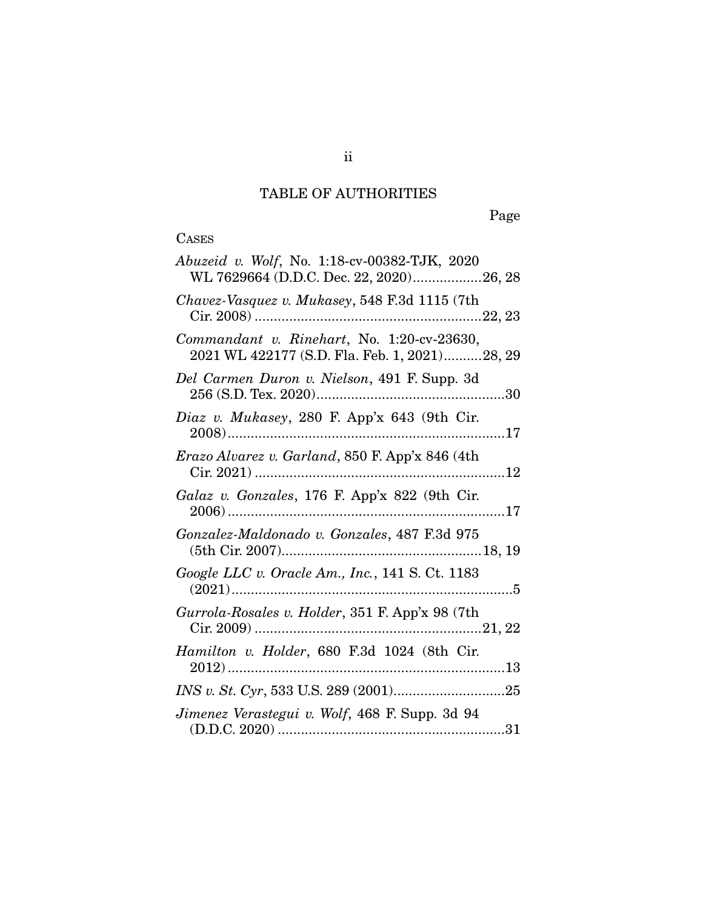## TABLE OF AUTHORITIES

Page

CASES

*Abuzeid v. Wolf*, No. 1:18-cv-00382-TJK, 2020 WL 7629664 (D.D.C. Dec. 22, 2020) .................. 26, 28

*Chavez-Vasquez v. Mukasey*, 548 F.3d 1115 (7th Cir. 2008) .......................................................... 22, 23

*Commandant v. Rinehart*, No. 1:20-cv-23630, 2021 WL 422177 (S.D. Fla. Feb. 1, 2021) .......... 28, 29

*Del Carmen Duron v. Nielson*, 491 F. Supp. 3d 256 (S.D. Tex. 2020) ................................................ 30

*Diaz v. Mukasey*, 280 F. App'x 643 (9th Cir. 2008) ........................................................................ 17

*Erazo Alvarez v. Garland*, 850 F. App'x 846 (4th Cir. 2021) ................................................................ 12

*Galaz v. Gonzales*, 176 F. App'x 822 (9th Cir. 2006) ........................................................................ 17

*Gonzalez-Maldonado v. Gonzales*, 487 F.3d 975 (5th Cir. 2007) .................................................. 18, 19

*Google LLC v. Oracle Am., Inc.*, 141 S. Ct. 1183 (2021) ......................................................................... 5

*Gurrola-Rosales v. Holder*, 351 F. App'x 98 (7th Cir. 2009) .......................................................... 21, 22

*Hamilton v. Holder*, 680 F.3d 1024 (8th Cir. 2012) ........................................................................ 13

*INS v. St. Cyr*, 533 U.S. 289 (2001) ............................ 25

*Jimenez Verastegui v. Wolf*, 468 F. Supp. 3d 94 (D.D.C. 2020) .......................................................... 31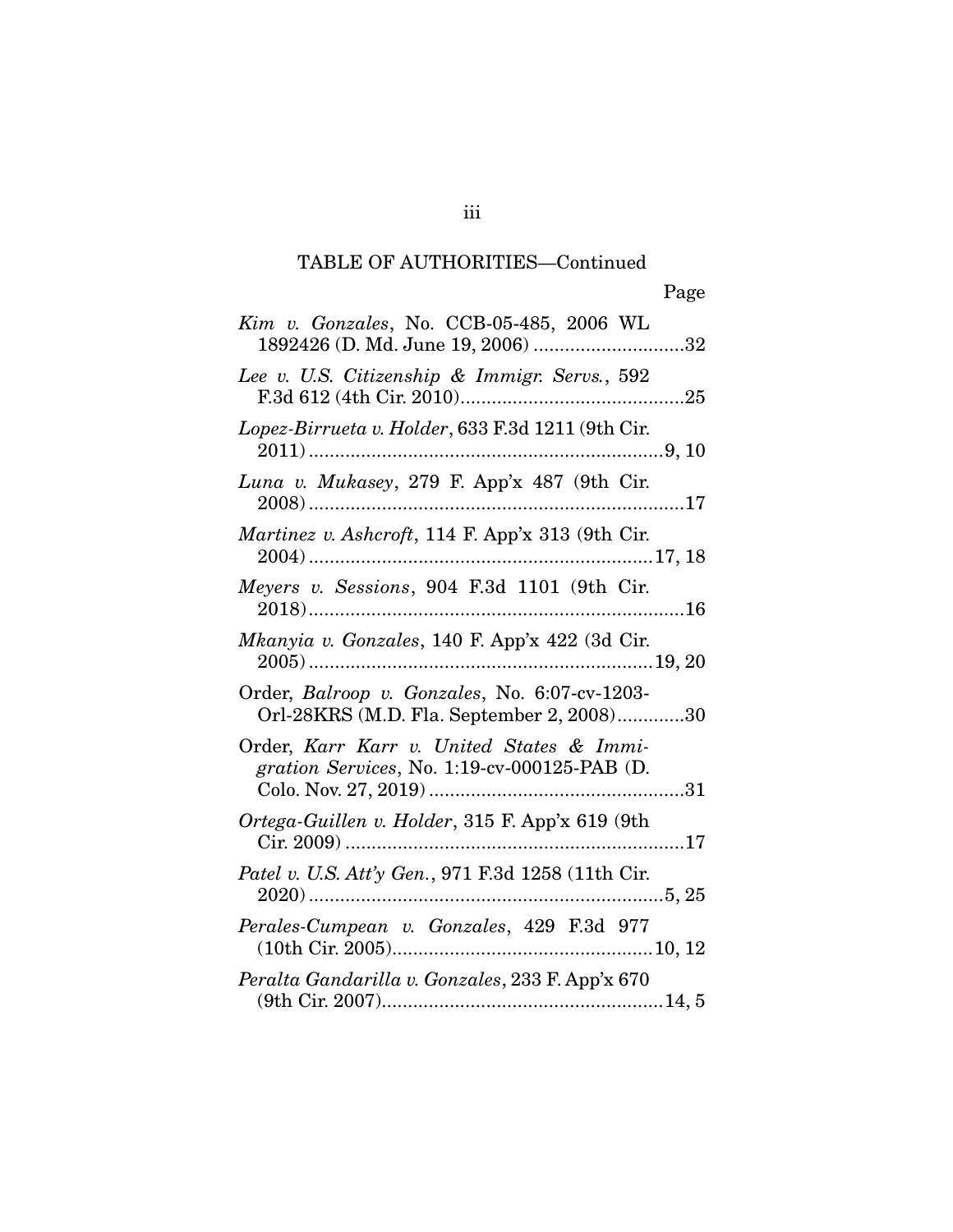TABLE OF AUTHORITIES—Continued

Page

*Kim v. Gonzales*, No. CCB-05-485, 2006 WL 1892426 (D. Md. June 19, 2006) ............................32

*Lee v. U.S. Citizenship & Immigr. Servs.*, 592 F.3d 612 (4th Cir. 2010)..........................................25

*Lopez-Birrueta v. Holder*, 633 F.3d 1211 (9th Cir. 2011)....................................................................9, 10

*Luna v. Mukasey*, 279 F. App'x 487 (9th Cir. 2008)........................................................................17

*Martinez v. Ashcroft*, 114 F. App'x 313 (9th Cir. 2004)..................................................................17, 18

*Meyers v. Sessions*, 904 F.3d 1101 (9th Cir. 2018)........................................................................16

*Mkanyia v. Gonzales*, 140 F. App'x 422 (3d Cir. 2005)..................................................................19, 20

Order, *Balroop v. Gonzales*, No. 6:07-cv-1203-Orl-28KRS (M.D. Fla. September 2, 2008).............30

Order, *Karr Karr v. United States & Immigration Services*, No. 1:19-cv-000125-PAB (D. Colo. Nov. 27, 2019).................................................31

*Ortega-Guillen v. Holder*, 315 F. App'x 619 (9th Cir. 2009).................................................................17

*Patel v. U.S. Att'y Gen.*, 971 F.3d 1258 (11th Cir. 2020)....................................................................5, 25

*Perales-Cumpean v. Gonzales*, 429 F.3d 977 (10th Cir. 2005)..................................................10, 12

*Peralta Gandarilla v. Gonzales*, 233 F. App'x 670 (9th Cir. 2007)......................................................14, 5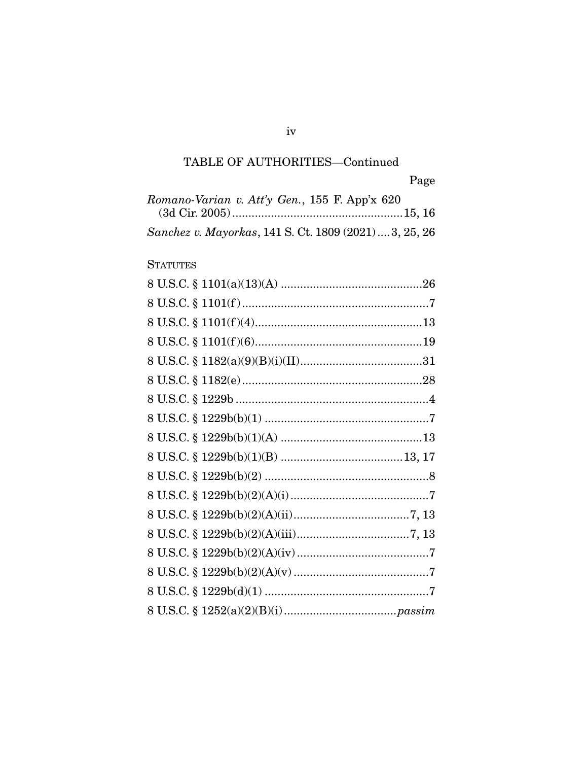TABLE OF AUTHORITIES—Continued

Page

*Romano-Varian v. Att'y Gen.*, 155 F. App'x 620 (3d Cir. 2005) .......................................................15, 16

*Sanchez v. Mayorkas*, 141 S. Ct. 1809 (2021) ....3, 25, 26

STATUTES

8 U.S.C. § 1101(a)(13)(A) ............................................26

8 U.S.C. § 1101(f) ..........................................................7

8 U.S.C. § 1101(f)(4)....................................................13

8 U.S.C. § 1101(f)(6)....................................................19

8 U.S.C. § 1182(a)(9)(B)(i)(II)......................................31

8 U.S.C. § 1182(e) ........................................................28

8 U.S.C. § 1229b ............................................................4

8 U.S.C. § 1229b(b)(1) ...................................................7

8 U.S.C. § 1229b(b)(1)(A) ............................................13

8 U.S.C. § 1229b(b)(1)(B) ......................................13, 17

8 U.S.C. § 1229b(b)(2) ...................................................8

8 U.S.C. § 1229b(b)(2)(A)(i)...........................................7

8 U.S.C. § 1229b(b)(2)(A)(ii)....................................7, 13

8 U.S.C. § 1229b(b)(2)(A)(iii)...................................7, 13

8 U.S.C. § 1229b(b)(2)(A)(iv) .........................................7

8 U.S.C. § 1229b(b)(2)(A)(v) ..........................................7

8 U.S.C. § 1229b(d)(1) ...................................................7

8 U.S.C. § 1252(a)(2)(B)(i) ..................................*passim*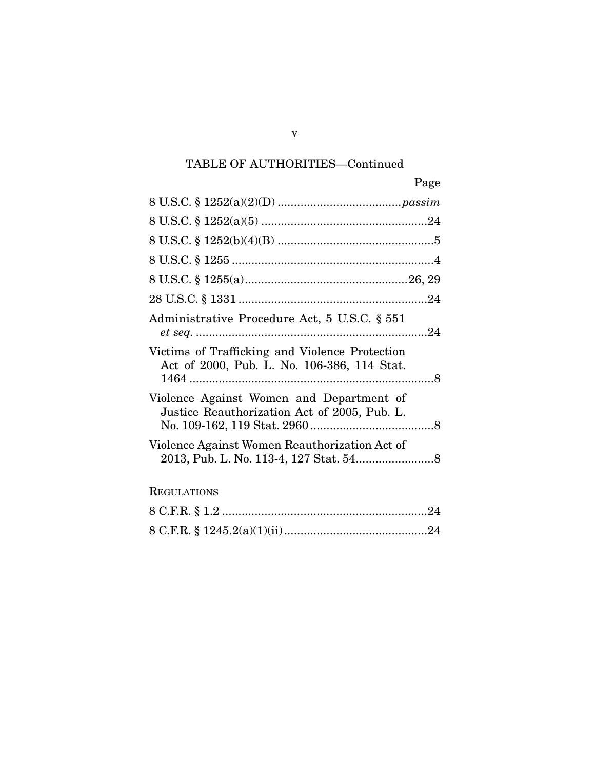TABLE OF AUTHORITIES—Continued

| | Page |
|---|---|
| 8 U.S.C. § 1252(a)(2)(D) | *passim* |
| 8 U.S.C. § 1252(a)(5) | 24 |
| 8 U.S.C. § 1252(b)(4)(B) | 5 |
| 8 U.S.C. § 1255 | 4 |
| 8 U.S.C. § 1255(a) | 26, 29 |
| 28 U.S.C. § 1331 | 24 |
| Administrative Procedure Act, 5 U.S.C. § 551 *et seq.* | 24 |
| Victims of Trafficking and Violence Protection Act of 2000, Pub. L. No. 106-386, 114 Stat. 1464 | 8 |
| Violence Against Women and Department of Justice Reauthorization Act of 2005, Pub. L. No. 109-162, 119 Stat. 2960 | 8 |
| Violence Against Women Reauthorization Act of 2013, Pub. L. No. 113-4, 127 Stat. 54 | 8 |

REGULATIONS

| | |
|---|---|
| 8 C.F.R. § 1.2 | 24 |
| 8 C.F.R. § 1245.2(a)(1)(ii) | 24 |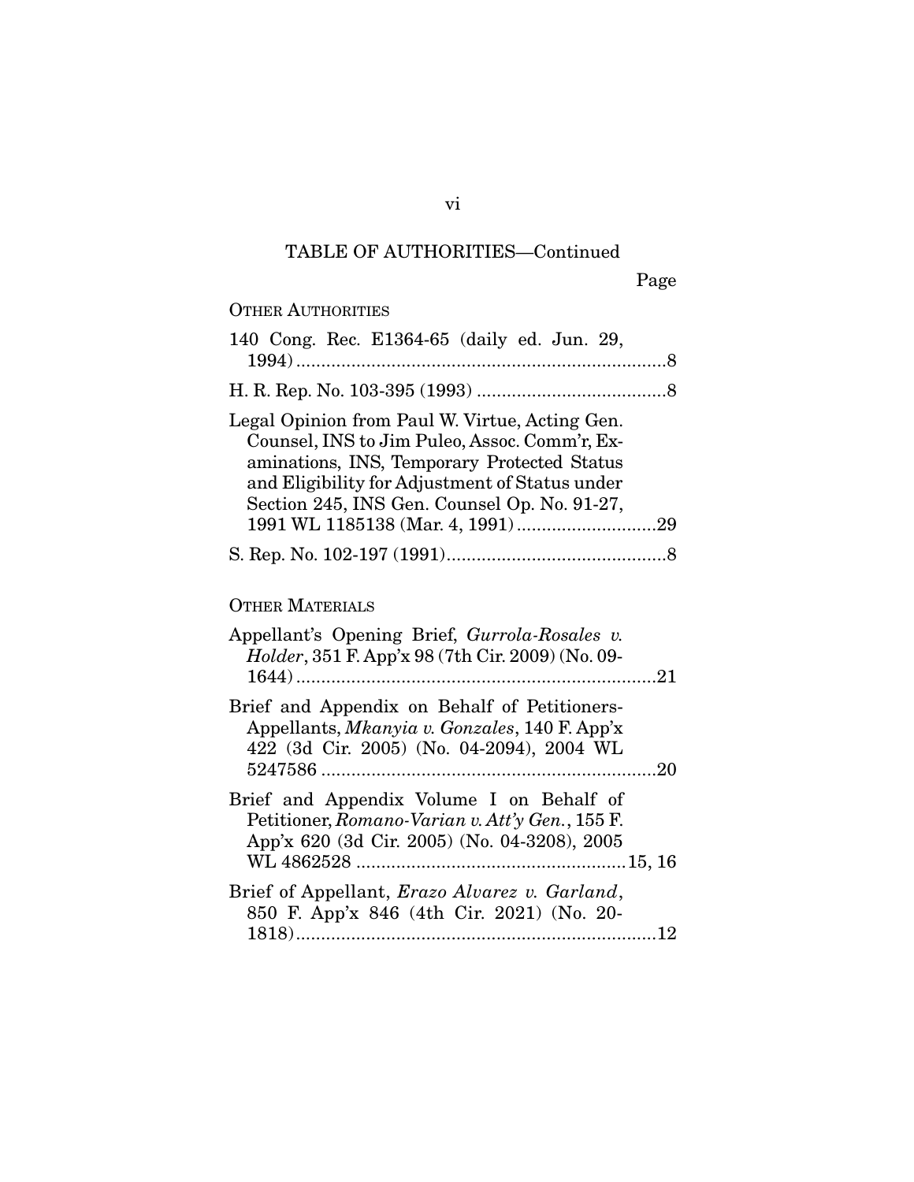TABLE OF AUTHORITIES—Continued

Page

OTHER AUTHORITIES

140 Cong. Rec. E1364-65 (daily ed. Jun. 29, 1994) .......................................................................8

H. R. Rep. No. 103-395 (1993) ......................................8

Legal Opinion from Paul W. Virtue, Acting Gen. Counsel, INS to Jim Puleo, Assoc. Comm'r, Examinations, INS, Temporary Protected Status and Eligibility for Adjustment of Status under Section 245, INS Gen. Counsel Op. No. 91-27, 1991 WL 1185138 (Mar. 4, 1991) ............................29

S. Rep. No. 102-197 (1991)............................................8

OTHER MATERIALS

Appellant's Opening Brief, *Gurrola-Rosales v. Holder*, 351 F. App'x 98 (7th Cir. 2009) (No. 09-1644) .......................................................................21

Brief and Appendix on Behalf of Petitioners-Appellants, *Mkanyia v. Gonzales*, 140 F. App'x 422 (3d Cir. 2005) (No. 04-2094), 2004 WL 5247586 ...................................................................20

Brief and Appendix Volume I on Behalf of Petitioner, *Romano-Varian v. Att'y Gen.*, 155 F. App'x 620 (3d Cir. 2005) (No. 04-3208), 2005 WL 4862528 ......................................................15, 16

Brief of Appellant, *Erazo Alvarez v. Garland*, 850 F. App'x 846 (4th Cir. 2021) (No. 20-1818).........................................................................12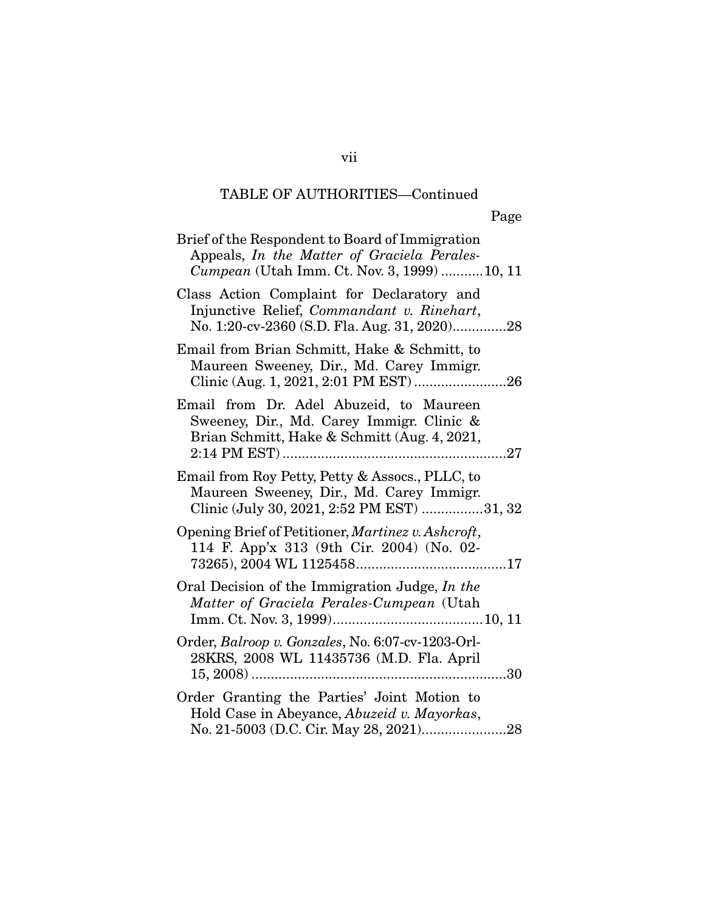TABLE OF AUTHORITIES—Continued

Page

Brief of the Respondent to Board of Immigration Appeals, *In the Matter of Graciela Perales-Cumpean* (Utah Imm. Ct. Nov. 3, 1999) ...........10, 11

Class Action Complaint for Declaratory and Injunctive Relief, *Commandant v. Rinehart*, No. 1:20-cv-2360 (S.D. Fla. Aug. 31, 2020)..............28

Email from Brian Schmitt, Hake & Schmitt, to Maureen Sweeney, Dir., Md. Carey Immigr. Clinic (Aug. 1, 2021, 2:01 PM EST) ........................26

Email from Dr. Adel Abuzeid, to Maureen Sweeney, Dir., Md. Carey Immigr. Clinic & Brian Schmitt, Hake & Schmitt (Aug. 4, 2021, 2:14 PM EST) ..........................................................27

Email from Roy Petty, Petty & Assocs., PLLC, to Maureen Sweeney, Dir., Md. Carey Immigr. Clinic (July 30, 2021, 2:52 PM EST) ................31, 32

Opening Brief of Petitioner, *Martinez v. Ashcroft*, 114 F. App'x 313 (9th Cir. 2004) (No. 02-73265), 2004 WL 1125458.......................................17

Oral Decision of the Immigration Judge, *In the Matter of Graciela Perales-Cumpean* (Utah Imm. Ct. Nov. 3, 1999).......................................10, 11

Order, *Balroop v. Gonzales*, No. 6:07-cv-1203-Orl-28KRS, 2008 WL 11435736 (M.D. Fla. April 15, 2008) ..................................................................30

Order Granting the Parties' Joint Motion to Hold Case in Abeyance, *Abuzeid v. Mayorkas*, No. 21-5003 (D.C. Cir. May 28, 2021)......................28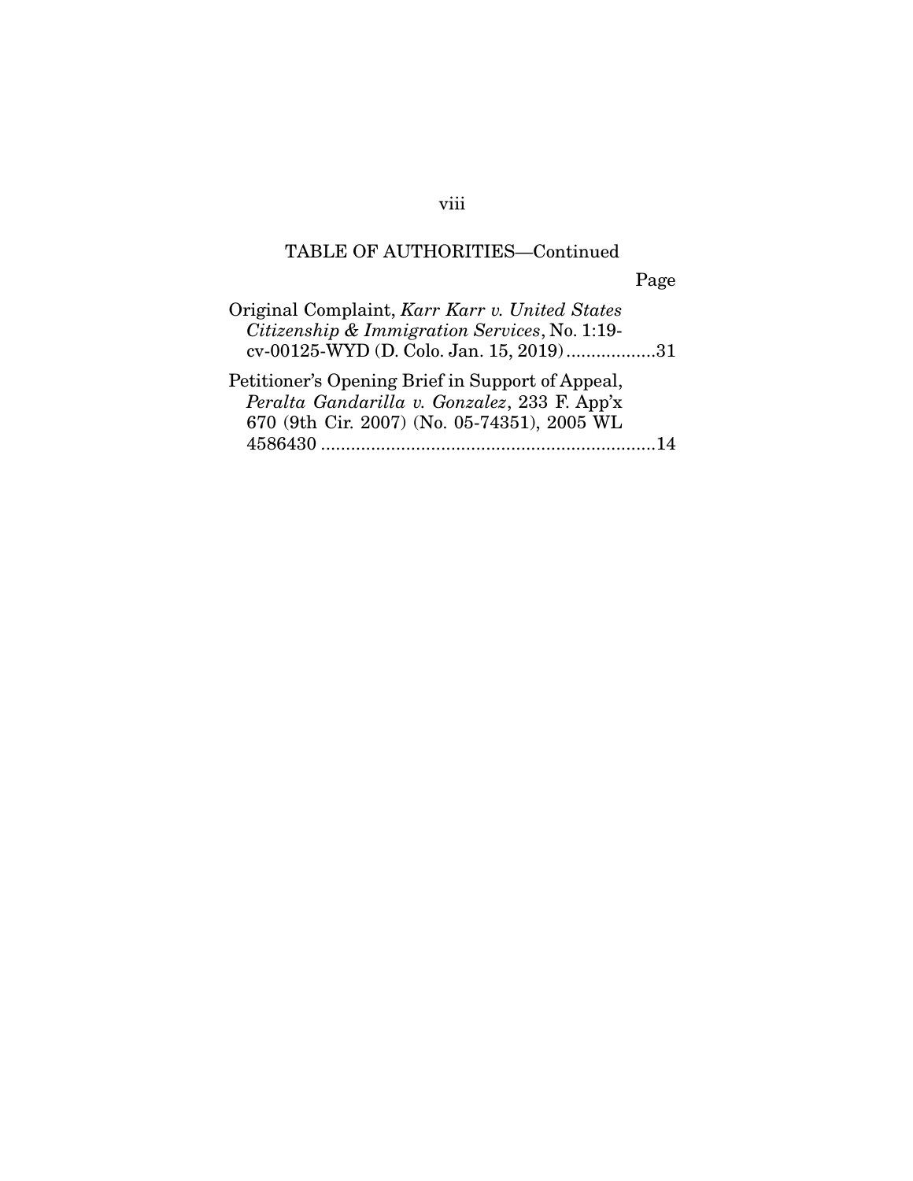TABLE OF AUTHORITIES—Continued

Page

Original Complaint, *Karr Karr v. United States Citizenship & Immigration Services*, No. 1:19-cv-00125-WYD (D. Colo. Jan. 15, 2019) .................. 31

Petitioner's Opening Brief in Support of Appeal, *Peralta Gandarilla v. Gonzalez*, 233 F. App'x 670 (9th Cir. 2007) (No. 05-74351), 2005 WL 4586430 .................................................................. 14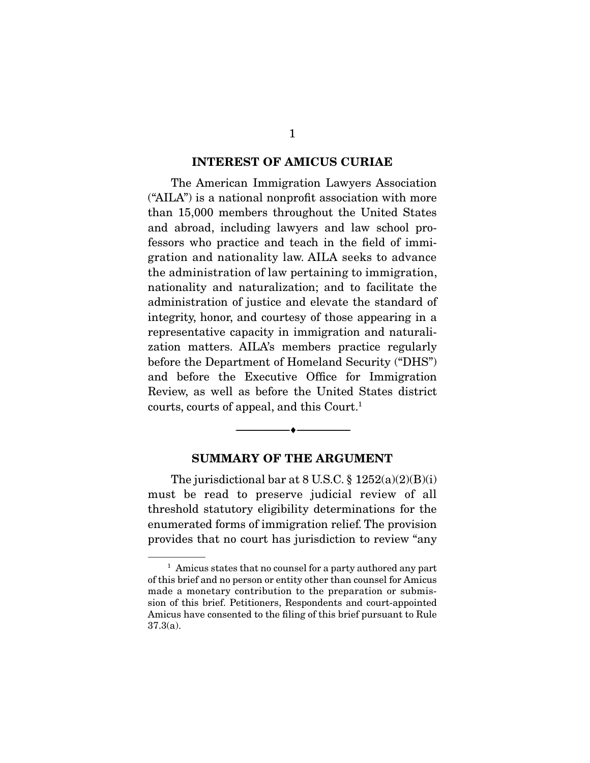## INTEREST OF AMICUS CURIAE

The American Immigration Lawyers Association ("AILA") is a national nonprofit association with more than 15,000 members throughout the United States and abroad, including lawyers and law school professors who practice and teach in the field of immigration and nationality law. AILA seeks to advance the administration of law pertaining to immigration, nationality and naturalization; and to facilitate the administration of justice and elevate the standard of integrity, honor, and courtesy of those appearing in a representative capacity in immigration and naturalization matters. AILA's members practice regularly before the Department of Homeland Security ("DHS") and before the Executive Office for Immigration Review, as well as before the United States district courts, courts of appeal, and this Court.[1]

## SUMMARY OF THE ARGUMENT

The jurisdictional bar at 8 U.S.C. § 1252(a)(2)(B)(i) must be read to preserve judicial review of all threshold statutory eligibility determinations for the enumerated forms of immigration relief. The provision provides that no court has jurisdiction to review "any

---

[1] Amicus states that no counsel for a party authored any part of this brief and no person or entity other than counsel for Amicus made a monetary contribution to the preparation or submission of this brief. Petitioners, Respondents and court-appointed Amicus have consented to the filing of this brief pursuant to Rule 37.3(a).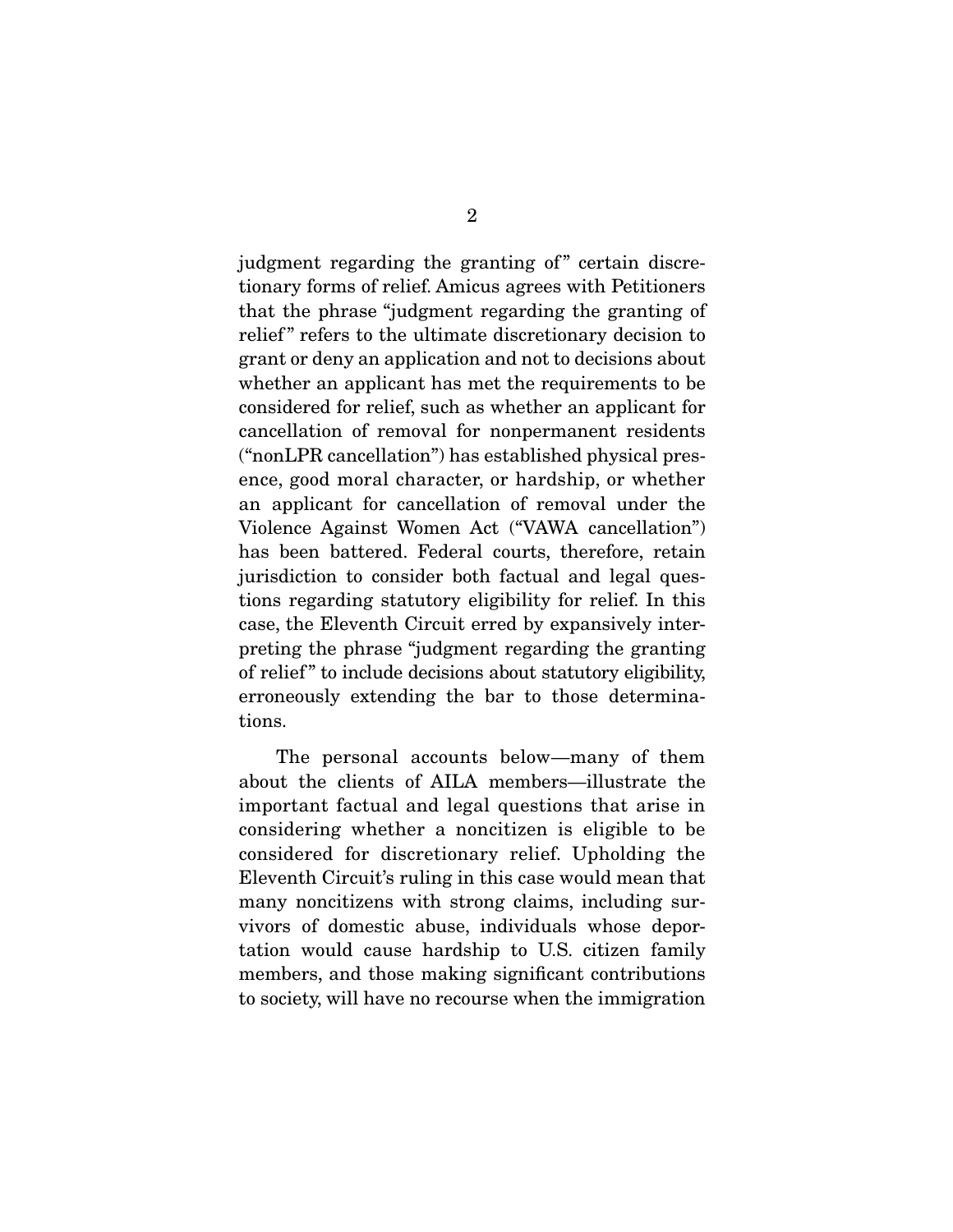judgment regarding the granting of" certain discretionary forms of relief. Amicus agrees with Petitioners that the phrase "judgment regarding the granting of relief" refers to the ultimate discretionary decision to grant or deny an application and not to decisions about whether an applicant has met the requirements to be considered for relief, such as whether an applicant for cancellation of removal for nonpermanent residents ("nonLPR cancellation") has established physical presence, good moral character, or hardship, or whether an applicant for cancellation of removal under the Violence Against Women Act ("VAWA cancellation") has been battered. Federal courts, therefore, retain jurisdiction to consider both factual and legal questions regarding statutory eligibility for relief. In this case, the Eleventh Circuit erred by expansively interpreting the phrase "judgment regarding the granting of relief" to include decisions about statutory eligibility, erroneously extending the bar to those determinations.

The personal accounts below—many of them about the clients of AILA members—illustrate the important factual and legal questions that arise in considering whether a noncitizen is eligible to be considered for discretionary relief. Upholding the Eleventh Circuit's ruling in this case would mean that many noncitizens with strong claims, including survivors of domestic abuse, individuals whose deportation would cause hardship to U.S. citizen family members, and those making significant contributions to society, will have no recourse when the immigration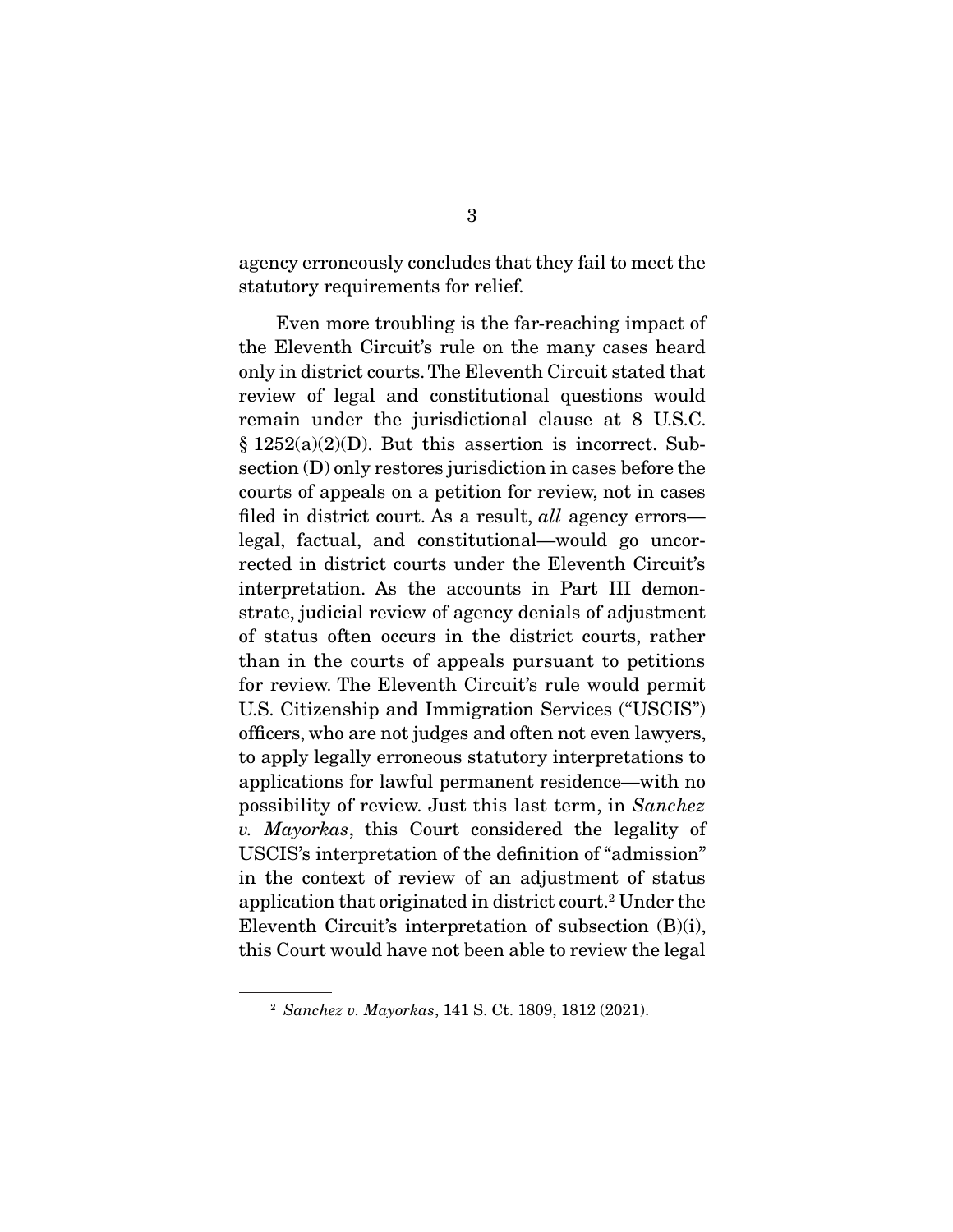agency erroneously concludes that they fail to meet the statutory requirements for relief.

Even more troubling is the far-reaching impact of the Eleventh Circuit's rule on the many cases heard only in district courts. The Eleventh Circuit stated that review of legal and constitutional questions would remain under the jurisdictional clause at 8 U.S.C. § 1252(a)(2)(D). But this assertion is incorrect. Subsection (D) only restores jurisdiction in cases before the courts of appeals on a petition for review, not in cases filed in district court. As a result, *all* agency errors—legal, factual, and constitutional—would go uncorrected in district courts under the Eleventh Circuit's interpretation. As the accounts in Part III demonstrate, judicial review of agency denials of adjustment of status often occurs in the district courts, rather than in the courts of appeals pursuant to petitions for review. The Eleventh Circuit's rule would permit U.S. Citizenship and Immigration Services ("USCIS") officers, who are not judges and often not even lawyers, to apply legally erroneous statutory interpretations to applications for lawful permanent residence—with no possibility of review. Just this last term, in *Sanchez v. Mayorkas*, this Court considered the legality of USCIS's interpretation of the definition of "admission" in the context of review of an adjustment of status application that originated in district court.[2] Under the Eleventh Circuit's interpretation of subsection (B)(i), this Court would have not been able to review the legal

---

[2] *Sanchez v. Mayorkas*, 141 S. Ct. 1809, 1812 (2021).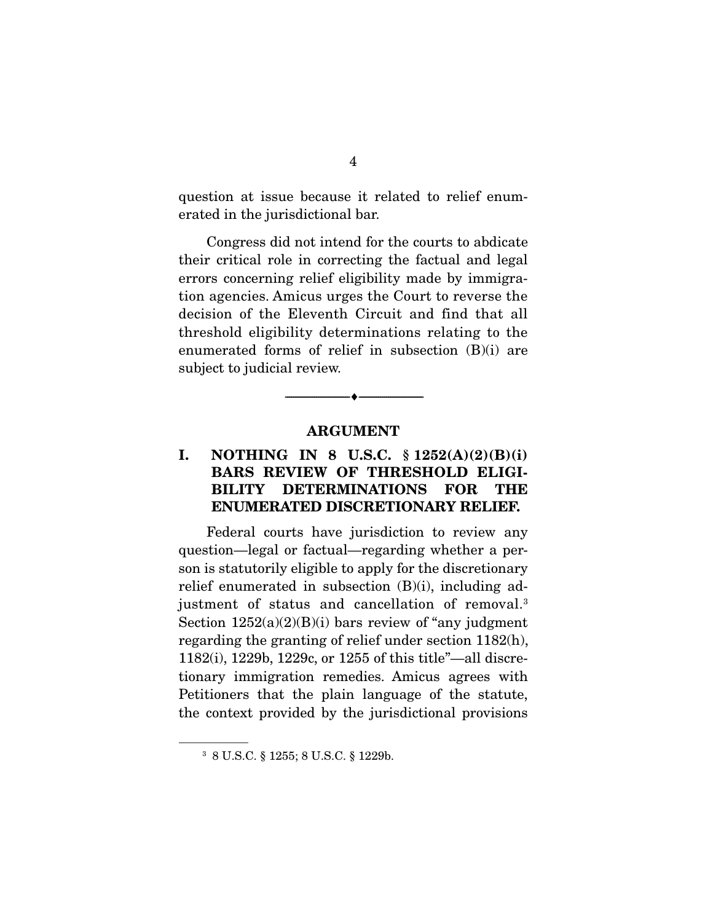question at issue because it related to relief enumerated in the jurisdictional bar.

Congress did not intend for the courts to abdicate their critical role in correcting the factual and legal errors concerning relief eligibility made by immigration agencies. Amicus urges the Court to reverse the decision of the Eleventh Circuit and find that all threshold eligibility determinations relating to the enumerated forms of relief in subsection (B)(i) are subject to judicial review.

---

## ARGUMENT

### I. NOTHING IN 8 U.S.C. § 1252(A)(2)(B)(i) BARS REVIEW OF THRESHOLD ELIGIBILITY DETERMINATIONS FOR THE ENUMERATED DISCRETIONARY RELIEF.

Federal courts have jurisdiction to review any question—legal or factual—regarding whether a person is statutorily eligible to apply for the discretionary relief enumerated in subsection (B)(i), including adjustment of status and cancellation of removal.[3] Section 1252(a)(2)(B)(i) bars review of "any judgment regarding the granting of relief under section 1182(h), 1182(i), 1229b, 1229c, or 1255 of this title"—all discretionary immigration remedies. Amicus agrees with Petitioners that the plain language of the statute, the context provided by the jurisdictional provisions

[3] 8 U.S.C. § 1255; 8 U.S.C. § 1229b.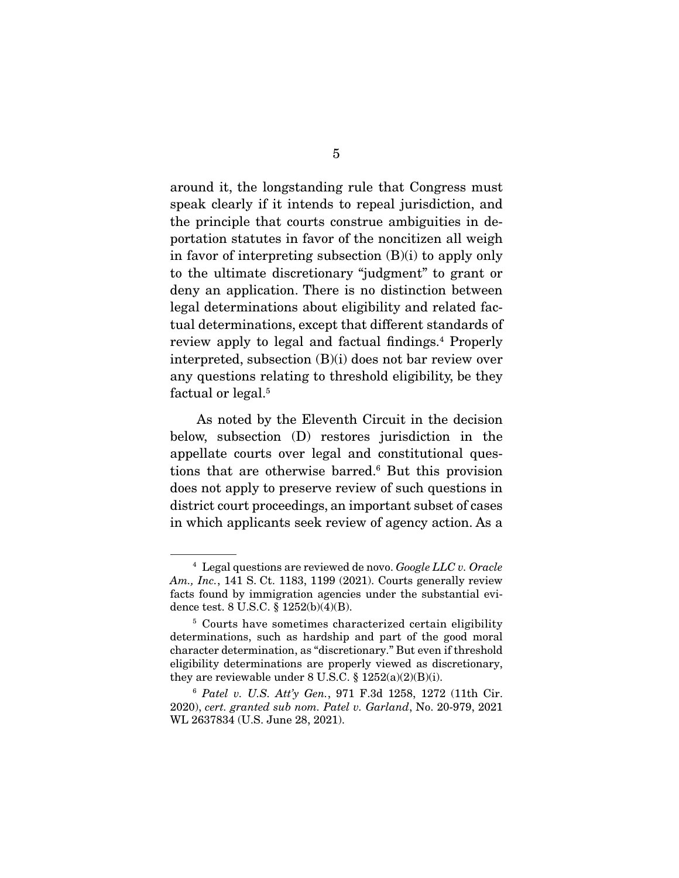around it, the longstanding rule that Congress must speak clearly if it intends to repeal jurisdiction, and the principle that courts construe ambiguities in deportation statutes in favor of the noncitizen all weigh in favor of interpreting subsection (B)(i) to apply only to the ultimate discretionary "judgment" to grant or deny an application. There is no distinction between legal determinations about eligibility and related factual determinations, except that different standards of review apply to legal and factual findings.[4] Properly interpreted, subsection (B)(i) does not bar review over any questions relating to threshold eligibility, be they factual or legal.[5]

As noted by the Eleventh Circuit in the decision below, subsection (D) restores jurisdiction in the appellate courts over legal and constitutional questions that are otherwise barred.[6] But this provision does not apply to preserve review of such questions in district court proceedings, an important subset of cases in which applicants seek review of agency action. As a

---

[4] Legal questions are reviewed de novo. *Google LLC v. Oracle Am., Inc.*, 141 S. Ct. 1183, 1199 (2021). Courts generally review facts found by immigration agencies under the substantial evidence test. 8 U.S.C. § 1252(b)(4)(B).

[5] Courts have sometimes characterized certain eligibility determinations, such as hardship and part of the good moral character determination, as "discretionary." But even if threshold eligibility determinations are properly viewed as discretionary, they are reviewable under 8 U.S.C. § 1252(a)(2)(B)(i).

[6] *Patel v. U.S. Att'y Gen.*, 971 F.3d 1258, 1272 (11th Cir. 2020), *cert. granted sub nom. Patel v. Garland*, No. 20-979, 2021 WL 2637834 (U.S. June 28, 2021).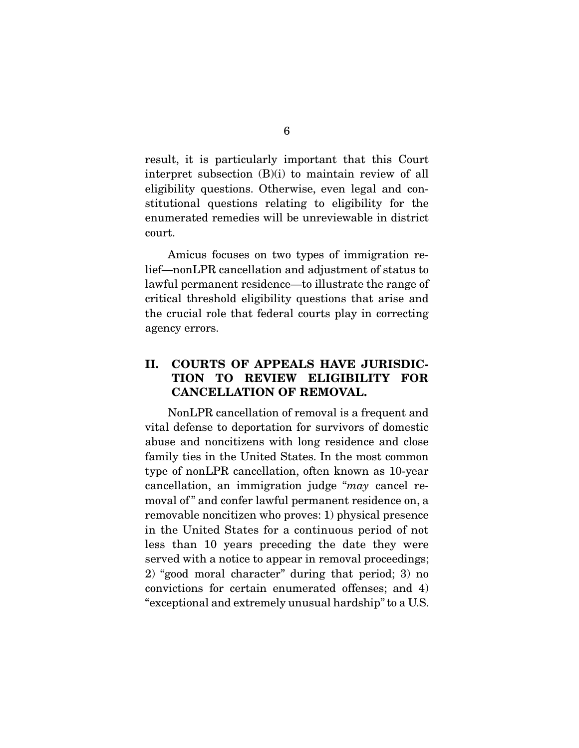result, it is particularly important that this Court interpret subsection (B)(i) to maintain review of all eligibility questions. Otherwise, even legal and constitutional questions relating to eligibility for the enumerated remedies will be unreviewable in district court.

Amicus focuses on two types of immigration relief—nonLPR cancellation and adjustment of status to lawful permanent residence—to illustrate the range of critical threshold eligibility questions that arise and the crucial role that federal courts play in correcting agency errors.

## II. COURTS OF APPEALS HAVE JURISDICTION TO REVIEW ELIGIBILITY FOR CANCELLATION OF REMOVAL.

NonLPR cancellation of removal is a frequent and vital defense to deportation for survivors of domestic abuse and noncitizens with long residence and close family ties in the United States. In the most common type of nonLPR cancellation, often known as 10-year cancellation, an immigration judge "*may* cancel removal of" and confer lawful permanent residence on, a removable noncitizen who proves: 1) physical presence in the United States for a continuous period of not less than 10 years preceding the date they were served with a notice to appear in removal proceedings; 2) "good moral character" during that period; 3) no convictions for certain enumerated offenses; and 4) "exceptional and extremely unusual hardship" to a U.S.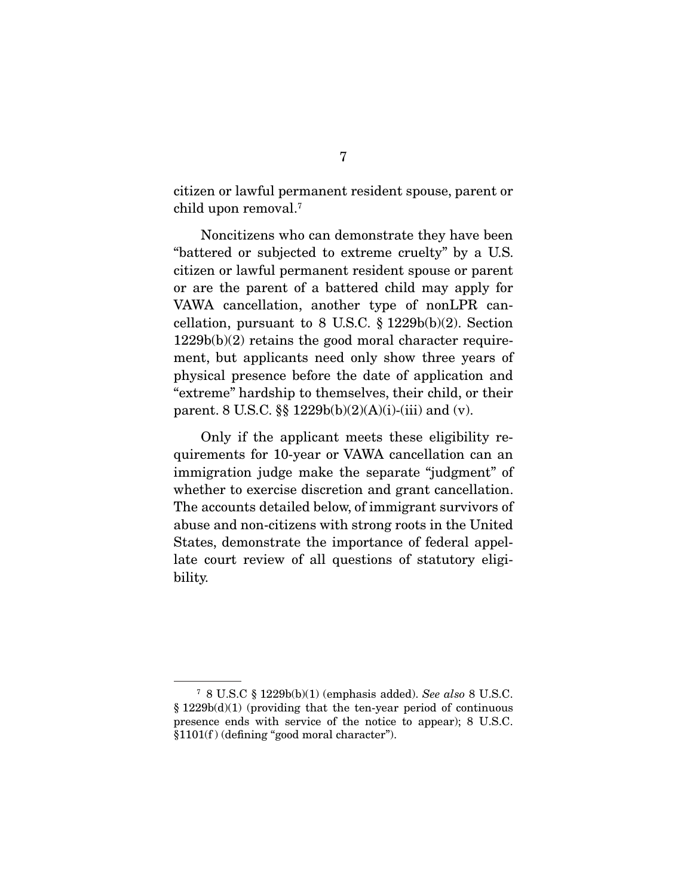citizen or lawful permanent resident spouse, parent or child upon removal.[7]

Noncitizens who can demonstrate they have been "battered or subjected to extreme cruelty" by a U.S. citizen or lawful permanent resident spouse or parent or are the parent of a battered child may apply for VAWA cancellation, another type of nonLPR cancellation, pursuant to 8 U.S.C. § 1229b(b)(2). Section 1229b(b)(2) retains the good moral character requirement, but applicants need only show three years of physical presence before the date of application and "extreme" hardship to themselves, their child, or their parent. 8 U.S.C. §§ 1229b(b)(2)(A)(i)-(iii) and (v).

Only if the applicant meets these eligibility requirements for 10-year or VAWA cancellation can an immigration judge make the separate "judgment" of whether to exercise discretion and grant cancellation. The accounts detailed below, of immigrant survivors of abuse and non-citizens with strong roots in the United States, demonstrate the importance of federal appellate court review of all questions of statutory eligibility.

---

[7] 8 U.S.C § 1229b(b)(1) (emphasis added). *See also* 8 U.S.C. § 1229b(d)(1) (providing that the ten-year period of continuous presence ends with service of the notice to appear); 8 U.S.C. §1101(f) (defining "good moral character").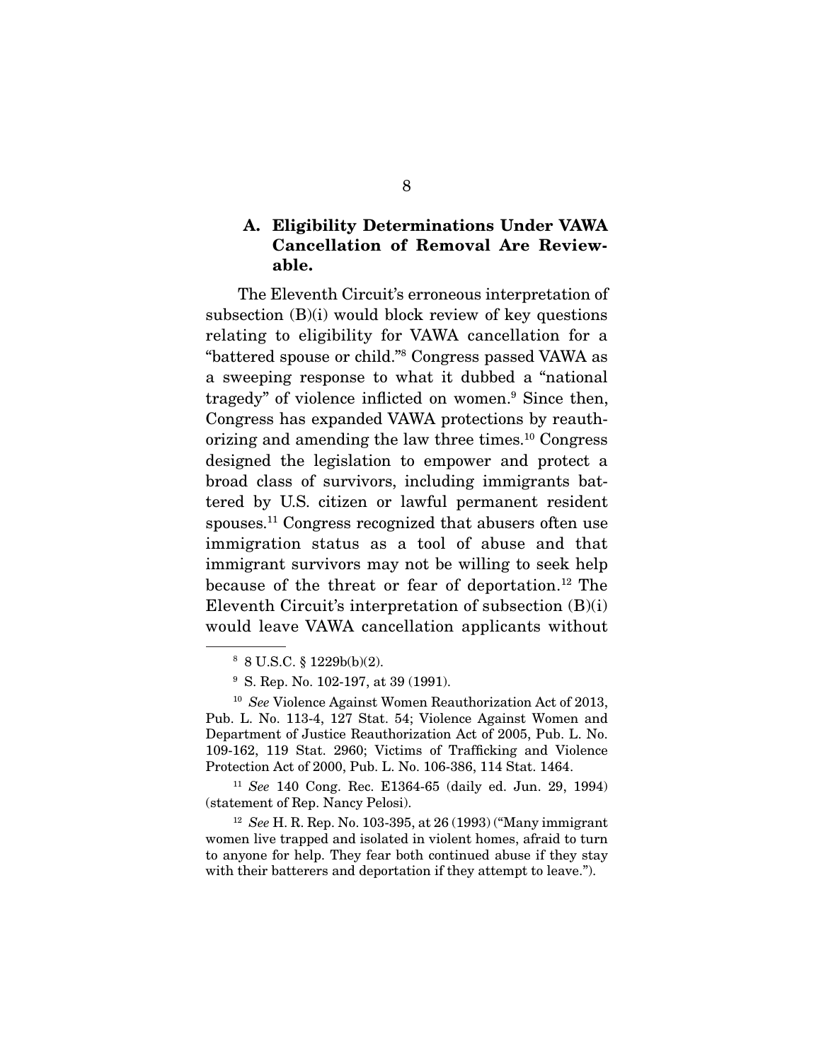### A. Eligibility Determinations Under VAWA Cancellation of Removal Are Reviewable.

The Eleventh Circuit's erroneous interpretation of subsection (B)(i) would block review of key questions relating to eligibility for VAWA cancellation for a "battered spouse or child."[8] Congress passed VAWA as a sweeping response to what it dubbed a "national tragedy" of violence inflicted on women.[9] Since then, Congress has expanded VAWA protections by reauthorizing and amending the law three times.[10] Congress designed the legislation to empower and protect a broad class of survivors, including immigrants battered by U.S. citizen or lawful permanent resident spouses.[11] Congress recognized that abusers often use immigration status as a tool of abuse and that immigrant survivors may not be willing to seek help because of the threat or fear of deportation.[12] The Eleventh Circuit's interpretation of subsection (B)(i) would leave VAWA cancellation applicants without

---

[8] 8 U.S.C. § 1229b(b)(2).

[9] S. Rep. No. 102-197, at 39 (1991).

[10] *See* Violence Against Women Reauthorization Act of 2013, Pub. L. No. 113-4, 127 Stat. 54; Violence Against Women and Department of Justice Reauthorization Act of 2005, Pub. L. No. 109-162, 119 Stat. 2960; Victims of Trafficking and Violence Protection Act of 2000, Pub. L. No. 106-386, 114 Stat. 1464.

[11] *See* 140 Cong. Rec. E1364-65 (daily ed. Jun. 29, 1994) (statement of Rep. Nancy Pelosi).

[12] *See* H. R. Rep. No. 103-395, at 26 (1993) ("Many immigrant women live trapped and isolated in violent homes, afraid to turn to anyone for help. They fear both continued abuse if they stay with their batterers and deportation if they attempt to leave.").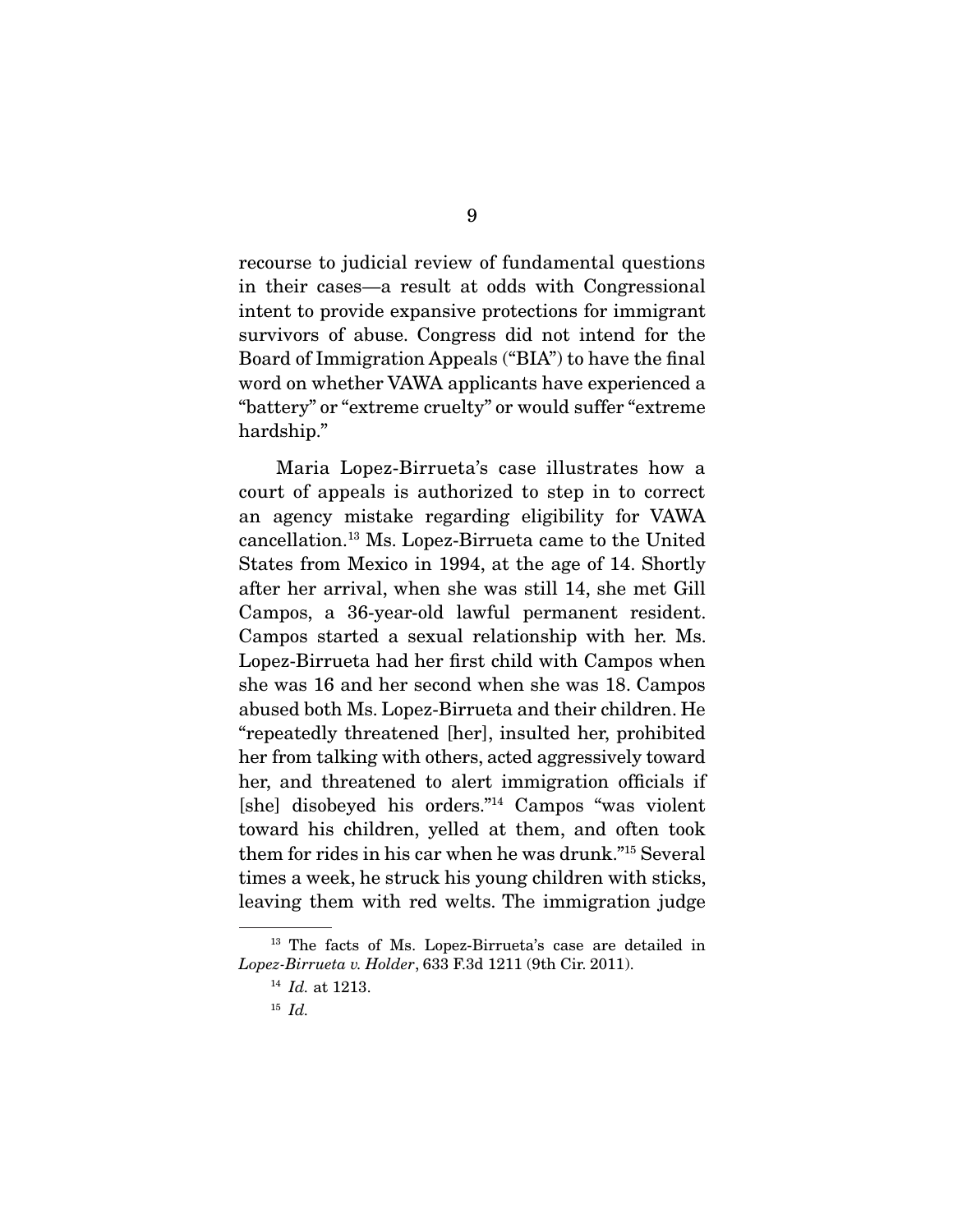recourse to judicial review of fundamental questions in their cases—a result at odds with Congressional intent to provide expansive protections for immigrant survivors of abuse. Congress did not intend for the Board of Immigration Appeals ("BIA") to have the final word on whether VAWA applicants have experienced a "battery" or "extreme cruelty" or would suffer "extreme hardship."

Maria Lopez-Birrueta's case illustrates how a court of appeals is authorized to step in to correct an agency mistake regarding eligibility for VAWA cancellation.[13] Ms. Lopez-Birrueta came to the United States from Mexico in 1994, at the age of 14. Shortly after her arrival, when she was still 14, she met Gill Campos, a 36-year-old lawful permanent resident. Campos started a sexual relationship with her. Ms. Lopez-Birrueta had her first child with Campos when she was 16 and her second when she was 18. Campos abused both Ms. Lopez-Birrueta and their children. He "repeatedly threatened [her], insulted her, prohibited her from talking with others, acted aggressively toward her, and threatened to alert immigration officials if [she] disobeyed his orders."[14] Campos "was violent toward his children, yelled at them, and often took them for rides in his car when he was drunk."[15] Several times a week, he struck his young children with sticks, leaving them with red welts. The immigration judge

[13] The facts of Ms. Lopez-Birrueta's case are detailed in *Lopez-Birrueta v. Holder*, 633 F.3d 1211 (9th Cir. 2011).

[14] *Id.* at 1213.

[15] *Id.*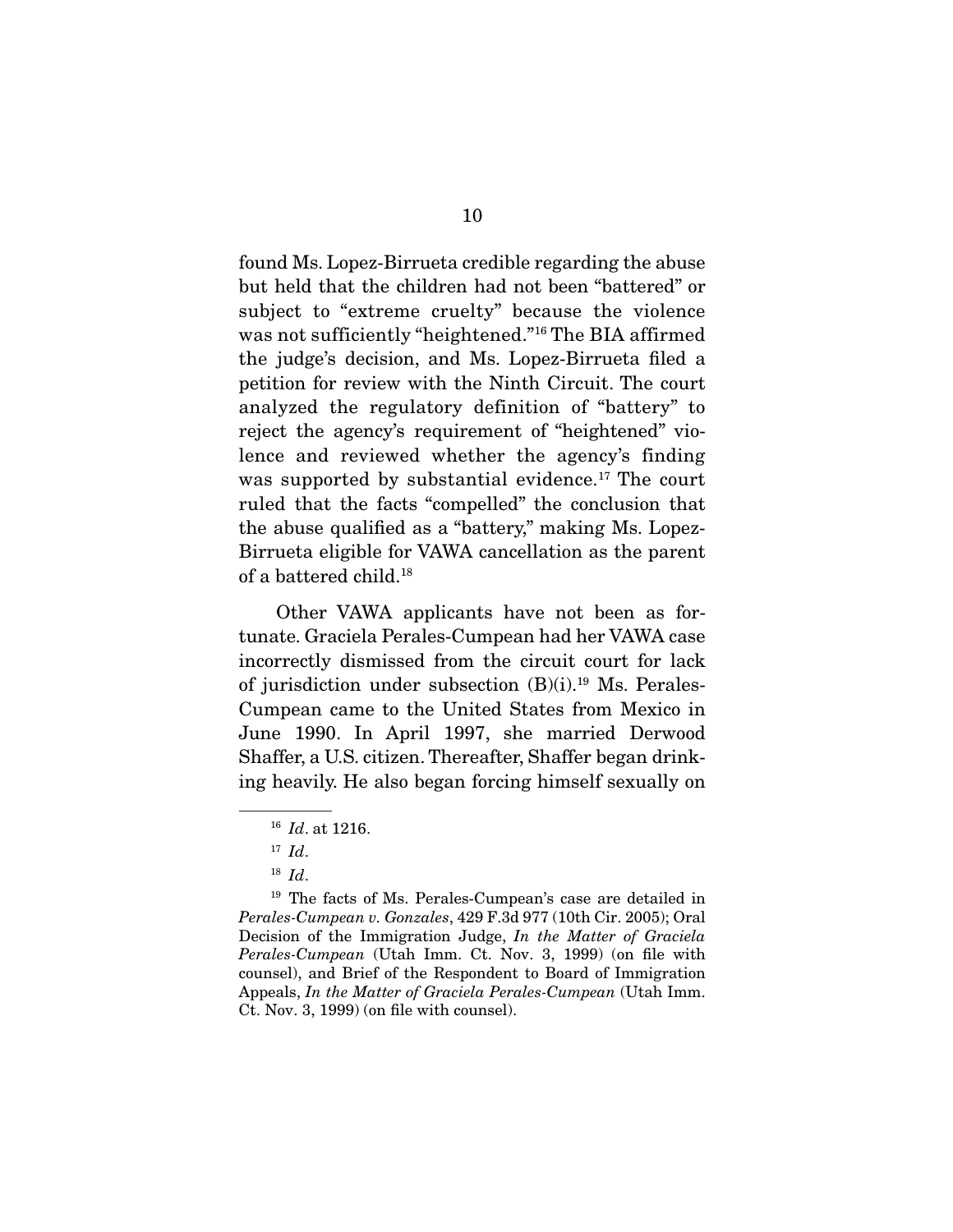found Ms. Lopez-Birrueta credible regarding the abuse but held that the children had not been "battered" or subject to "extreme cruelty" because the violence was not sufficiently "heightened."[16] The BIA affirmed the judge's decision, and Ms. Lopez-Birrueta filed a petition for review with the Ninth Circuit. The court analyzed the regulatory definition of "battery" to reject the agency's requirement of "heightened" violence and reviewed whether the agency's finding was supported by substantial evidence.[17] The court ruled that the facts "compelled" the conclusion that the abuse qualified as a "battery," making Ms. Lopez-Birrueta eligible for VAWA cancellation as the parent of a battered child.[18]

Other VAWA applicants have not been as fortunate. Graciela Perales-Cumpean had her VAWA case incorrectly dismissed from the circuit court for lack of jurisdiction under subsection (B)(i).[19] Ms. Perales-Cumpean came to the United States from Mexico in June 1990. In April 1997, she married Derwood Shaffer, a U.S. citizen. Thereafter, Shaffer began drinking heavily. He also began forcing himself sexually on

---

[16] *Id*. at 1216.

[17] *Id*.

[18] *Id*.

[19] The facts of Ms. Perales-Cumpean's case are detailed in *Perales-Cumpean v. Gonzales*, 429 F.3d 977 (10th Cir. 2005); Oral Decision of the Immigration Judge, *In the Matter of Graciela Perales-Cumpean* (Utah Imm. Ct. Nov. 3, 1999) (on file with counsel), and Brief of the Respondent to Board of Immigration Appeals, *In the Matter of Graciela Perales-Cumpean* (Utah Imm. Ct. Nov. 3, 1999) (on file with counsel).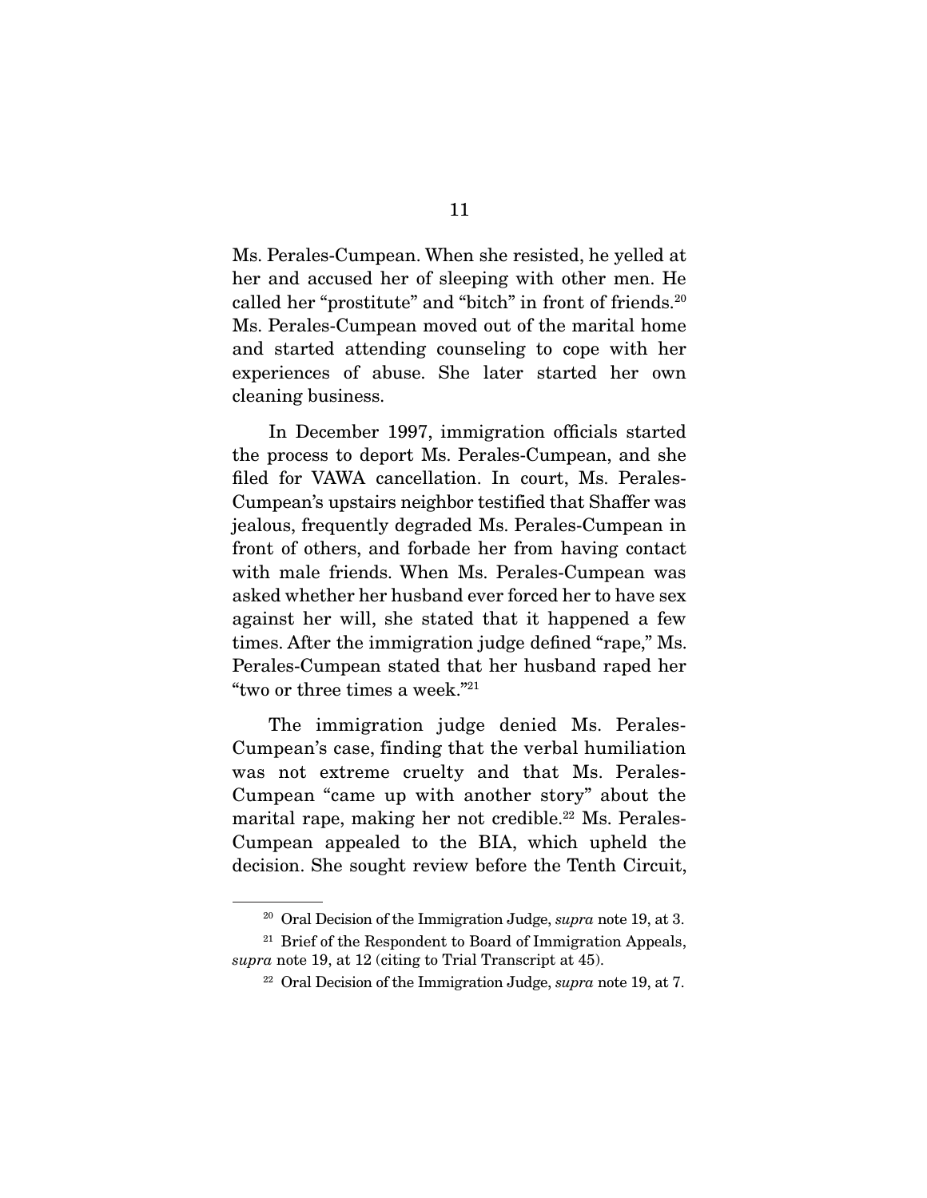Ms. Perales-Cumpean. When she resisted, he yelled at her and accused her of sleeping with other men. He called her "prostitute" and "bitch" in front of friends.[20] Ms. Perales-Cumpean moved out of the marital home and started attending counseling to cope with her experiences of abuse. She later started her own cleaning business.

In December 1997, immigration officials started the process to deport Ms. Perales-Cumpean, and she filed for VAWA cancellation. In court, Ms. Perales-Cumpean's upstairs neighbor testified that Shaffer was jealous, frequently degraded Ms. Perales-Cumpean in front of others, and forbade her from having contact with male friends. When Ms. Perales-Cumpean was asked whether her husband ever forced her to have sex against her will, she stated that it happened a few times. After the immigration judge defined "rape," Ms. Perales-Cumpean stated that her husband raped her "two or three times a week."[21]

The immigration judge denied Ms. Perales-Cumpean's case, finding that the verbal humiliation was not extreme cruelty and that Ms. Perales-Cumpean "came up with another story" about the marital rape, making her not credible.[22] Ms. Perales-Cumpean appealed to the BIA, which upheld the decision. She sought review before the Tenth Circuit,

---

[20] Oral Decision of the Immigration Judge, *supra* note 19, at 3.

[21] Brief of the Respondent to Board of Immigration Appeals, *supra* note 19, at 12 (citing to Trial Transcript at 45).

[22] Oral Decision of the Immigration Judge, *supra* note 19, at 7.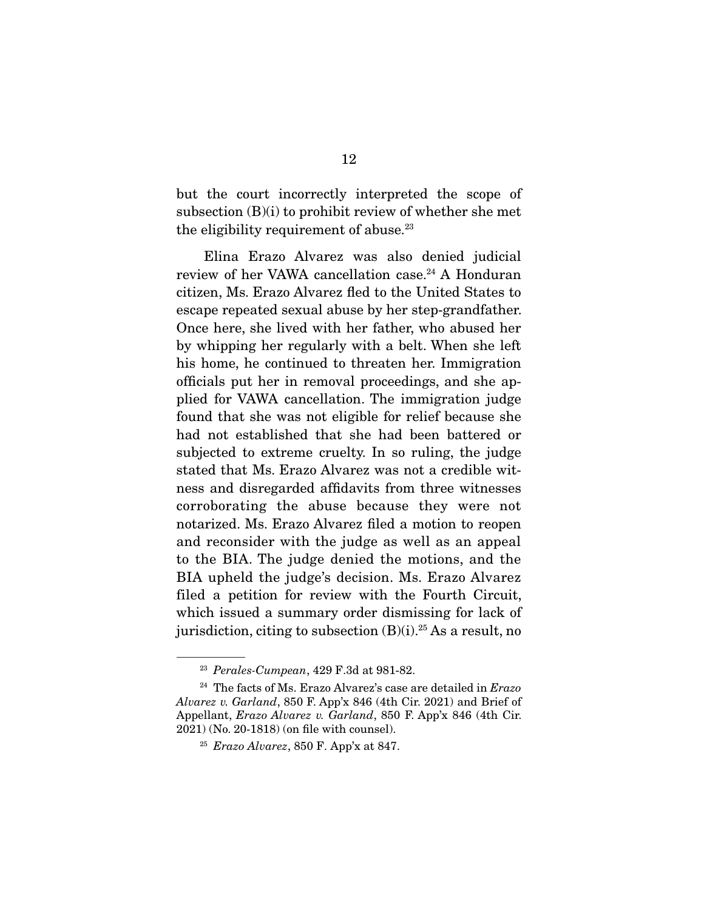but the court incorrectly interpreted the scope of subsection (B)(i) to prohibit review of whether she met the eligibility requirement of abuse.[23]

Elina Erazo Alvarez was also denied judicial review of her VAWA cancellation case.[24] A Honduran citizen, Ms. Erazo Alvarez fled to the United States to escape repeated sexual abuse by her step-grandfather. Once here, she lived with her father, who abused her by whipping her regularly with a belt. When she left his home, he continued to threaten her. Immigration officials put her in removal proceedings, and she applied for VAWA cancellation. The immigration judge found that she was not eligible for relief because she had not established that she had been battered or subjected to extreme cruelty. In so ruling, the judge stated that Ms. Erazo Alvarez was not a credible witness and disregarded affidavits from three witnesses corroborating the abuse because they were not notarized. Ms. Erazo Alvarez filed a motion to reopen and reconsider with the judge as well as an appeal to the BIA. The judge denied the motions, and the BIA upheld the judge's decision. Ms. Erazo Alvarez filed a petition for review with the Fourth Circuit, which issued a summary order dismissing for lack of jurisdiction, citing to subsection (B)(i).[25] As a result, no

---

[23] *Perales-Cumpean*, 429 F.3d at 981-82.

[24] The facts of Ms. Erazo Alvarez's case are detailed in *Erazo Alvarez v. Garland*, 850 F. App'x 846 (4th Cir. 2021) and Brief of Appellant, *Erazo Alvarez v. Garland*, 850 F. App'x 846 (4th Cir. 2021) (No. 20-1818) (on file with counsel).

[25] *Erazo Alvarez*, 850 F. App'x at 847.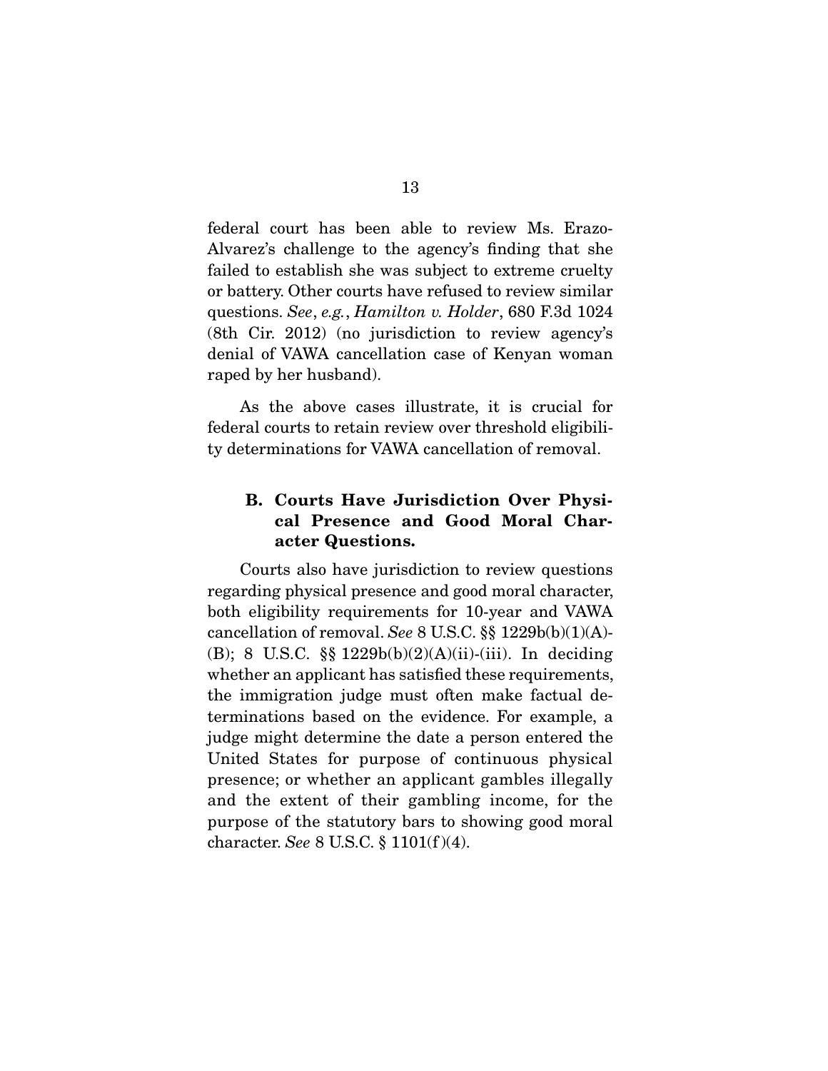federal court has been able to review Ms. Erazo-Alvarez's challenge to the agency's finding that she failed to establish she was subject to extreme cruelty or battery. Other courts have refused to review similar questions. *See*, *e.g.*, *Hamilton v. Holder*, 680 F.3d 1024 (8th Cir. 2012) (no jurisdiction to review agency's denial of VAWA cancellation case of Kenyan woman raped by her husband).

As the above cases illustrate, it is crucial for federal courts to retain review over threshold eligibility determinations for VAWA cancellation of removal.

### B. Courts Have Jurisdiction Over Physical Presence and Good Moral Character Questions.

Courts also have jurisdiction to review questions regarding physical presence and good moral character, both eligibility requirements for 10-year and VAWA cancellation of removal. *See* 8 U.S.C. §§ 1229b(b)(1)(A)-(B); 8 U.S.C. §§ 1229b(b)(2)(A)(ii)-(iii). In deciding whether an applicant has satisfied these requirements, the immigration judge must often make factual determinations based on the evidence. For example, a judge might determine the date a person entered the United States for purpose of continuous physical presence; or whether an applicant gambles illegally and the extent of their gambling income, for the purpose of the statutory bars to showing good moral character. *See* 8 U.S.C. § 1101(f)(4).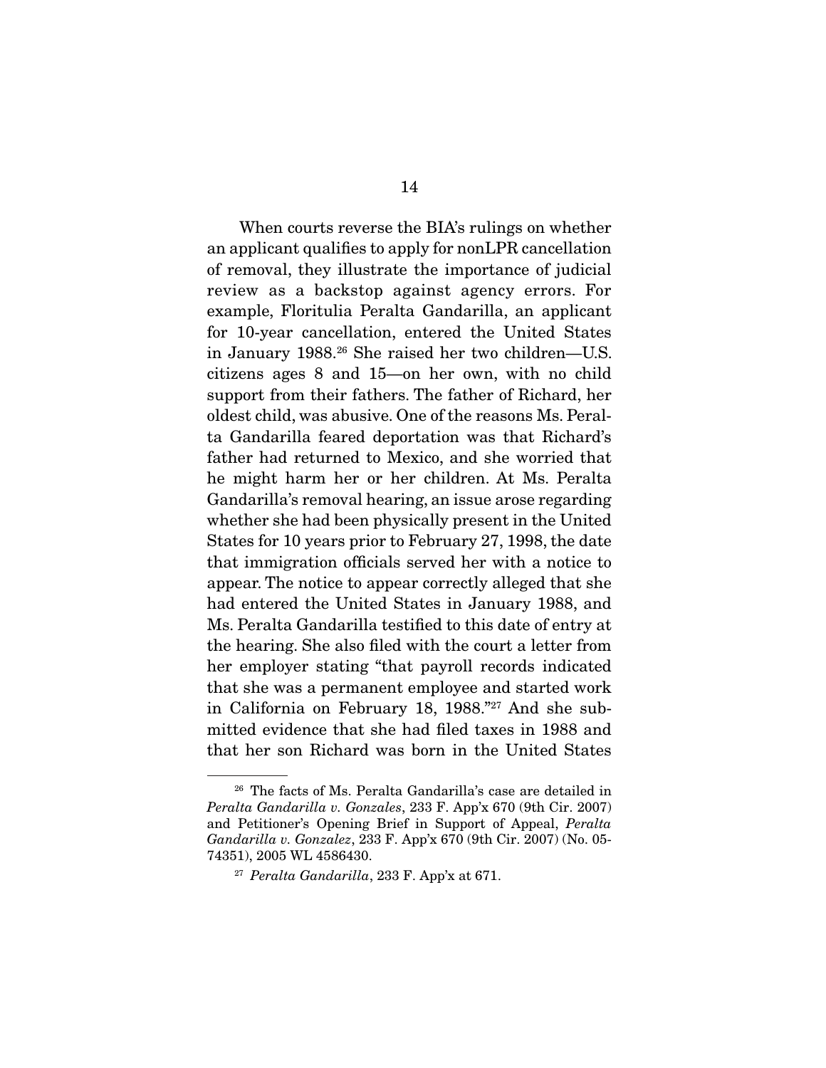When courts reverse the BIA's rulings on whether an applicant qualifies to apply for nonLPR cancellation of removal, they illustrate the importance of judicial review as a backstop against agency errors. For example, Floritulia Peralta Gandarilla, an applicant for 10-year cancellation, entered the United States in January 1988.[26] She raised her two children—U.S. citizens ages 8 and 15—on her own, with no child support from their fathers. The father of Richard, her oldest child, was abusive. One of the reasons Ms. Peralta Gandarilla feared deportation was that Richard's father had returned to Mexico, and she worried that he might harm her or her children. At Ms. Peralta Gandarilla's removal hearing, an issue arose regarding whether she had been physically present in the United States for 10 years prior to February 27, 1998, the date that immigration officials served her with a notice to appear. The notice to appear correctly alleged that she had entered the United States in January 1988, and Ms. Peralta Gandarilla testified to this date of entry at the hearing. She also filed with the court a letter from her employer stating "that payroll records indicated that she was a permanent employee and started work in California on February 18, 1988."[27] And she submitted evidence that she had filed taxes in 1988 and that her son Richard was born in the United States

---

[26] The facts of Ms. Peralta Gandarilla's case are detailed in *Peralta Gandarilla v. Gonzales*, 233 F. App'x 670 (9th Cir. 2007) and Petitioner's Opening Brief in Support of Appeal, *Peralta Gandarilla v. Gonzalez*, 233 F. App'x 670 (9th Cir. 2007) (No. 05-74351), 2005 WL 4586430.

[27] *Peralta Gandarilla*, 233 F. App'x at 671.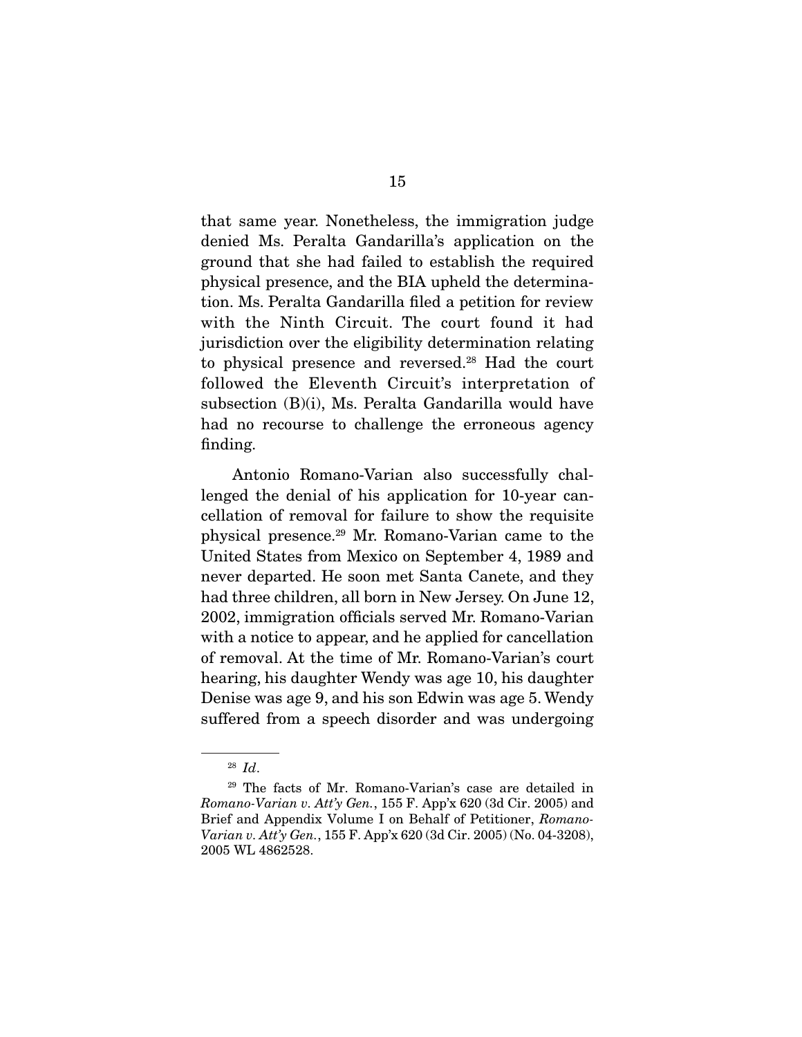that same year. Nonetheless, the immigration judge denied Ms. Peralta Gandarilla's application on the ground that she had failed to establish the required physical presence, and the BIA upheld the determination. Ms. Peralta Gandarilla filed a petition for review with the Ninth Circuit. The court found it had jurisdiction over the eligibility determination relating to physical presence and reversed.[28] Had the court followed the Eleventh Circuit's interpretation of subsection (B)(i), Ms. Peralta Gandarilla would have had no recourse to challenge the erroneous agency finding.

Antonio Romano-Varian also successfully challenged the denial of his application for 10-year cancellation of removal for failure to show the requisite physical presence.[29] Mr. Romano-Varian came to the United States from Mexico on September 4, 1989 and never departed. He soon met Santa Canete, and they had three children, all born in New Jersey. On June 12, 2002, immigration officials served Mr. Romano-Varian with a notice to appear, and he applied for cancellation of removal. At the time of Mr. Romano-Varian's court hearing, his daughter Wendy was age 10, his daughter Denise was age 9, and his son Edwin was age 5. Wendy suffered from a speech disorder and was undergoing

---

[28] *Id*.

[29] The facts of Mr. Romano-Varian's case are detailed in *Romano-Varian v. Att'y Gen.*, 155 F. App'x 620 (3d Cir. 2005) and Brief and Appendix Volume I on Behalf of Petitioner, *Romano-Varian v. Att'y Gen.*, 155 F. App'x 620 (3d Cir. 2005) (No. 04-3208), 2005 WL 4862528.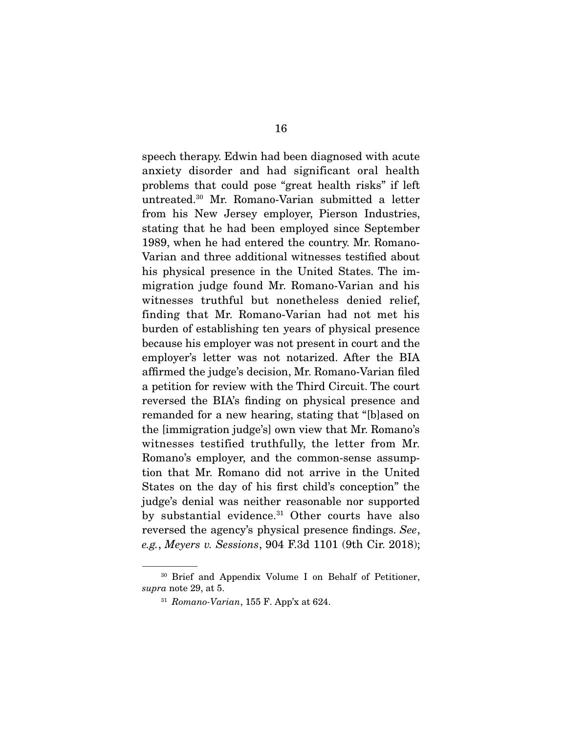speech therapy. Edwin had been diagnosed with acute anxiety disorder and had significant oral health problems that could pose "great health risks" if left untreated.[30] Mr. Romano-Varian submitted a letter from his New Jersey employer, Pierson Industries, stating that he had been employed since September 1989, when he had entered the country. Mr. Romano-Varian and three additional witnesses testified about his physical presence in the United States. The immigration judge found Mr. Romano-Varian and his witnesses truthful but nonetheless denied relief, finding that Mr. Romano-Varian had not met his burden of establishing ten years of physical presence because his employer was not present in court and the employer's letter was not notarized. After the BIA affirmed the judge's decision, Mr. Romano-Varian filed a petition for review with the Third Circuit. The court reversed the BIA's finding on physical presence and remanded for a new hearing, stating that "[b]ased on the [immigration judge's] own view that Mr. Romano's witnesses testified truthfully, the letter from Mr. Romano's employer, and the common-sense assumption that Mr. Romano did not arrive in the United States on the day of his first child's conception" the judge's denial was neither reasonable nor supported by substantial evidence.[31] Other courts have also reversed the agency's physical presence findings. *See*, *e.g.*, *Meyers v. Sessions*, 904 F.3d 1101 (9th Cir. 2018);

[30] Brief and Appendix Volume I on Behalf of Petitioner, *supra* note 29, at 5.

[31] *Romano-Varian*, 155 F. App'x at 624.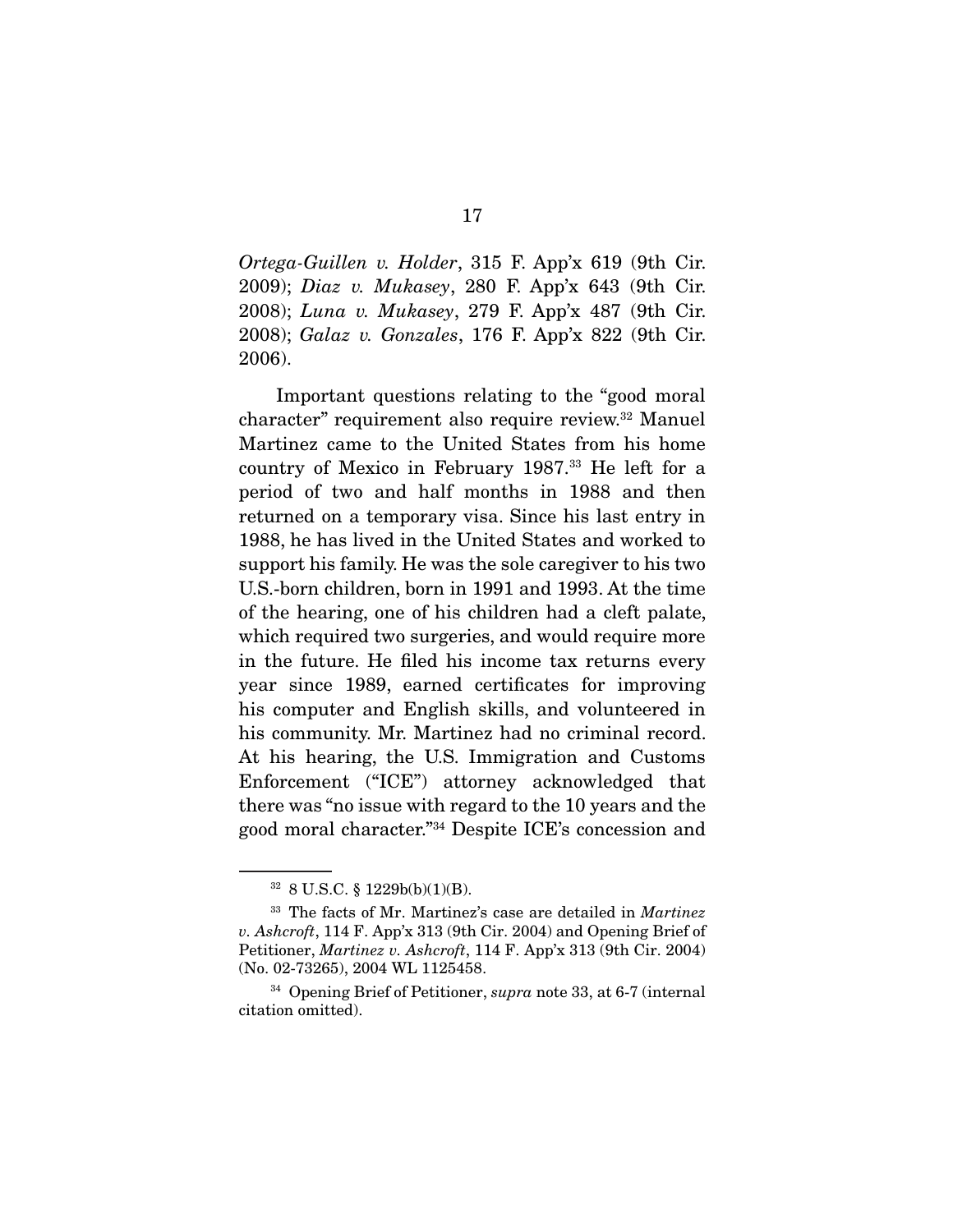*Ortega-Guillen v. Holder*, 315 F. App'x 619 (9th Cir. 2009); *Diaz v. Mukasey*, 280 F. App'x 643 (9th Cir. 2008); *Luna v. Mukasey*, 279 F. App'x 487 (9th Cir. 2008); *Galaz v. Gonzales*, 176 F. App'x 822 (9th Cir. 2006).

Important questions relating to the "good moral character" requirement also require review.[32] Manuel Martinez came to the United States from his home country of Mexico in February 1987.[33] He left for a period of two and half months in 1988 and then returned on a temporary visa. Since his last entry in 1988, he has lived in the United States and worked to support his family. He was the sole caregiver to his two U.S.-born children, born in 1991 and 1993. At the time of the hearing, one of his children had a cleft palate, which required two surgeries, and would require more in the future. He filed his income tax returns every year since 1989, earned certificates for improving his computer and English skills, and volunteered in his community. Mr. Martinez had no criminal record. At his hearing, the U.S. Immigration and Customs Enforcement ("ICE") attorney acknowledged that there was "no issue with regard to the 10 years and the good moral character."[34] Despite ICE's concession and

---

[32] 8 U.S.C. § 1229b(b)(1)(B).

[33] The facts of Mr. Martinez's case are detailed in *Martinez v. Ashcroft*, 114 F. App'x 313 (9th Cir. 2004) and Opening Brief of Petitioner, *Martinez v. Ashcroft*, 114 F. App'x 313 (9th Cir. 2004) (No. 02-73265), 2004 WL 1125458.

[34] Opening Brief of Petitioner, *supra* note 33, at 6-7 (internal citation omitted).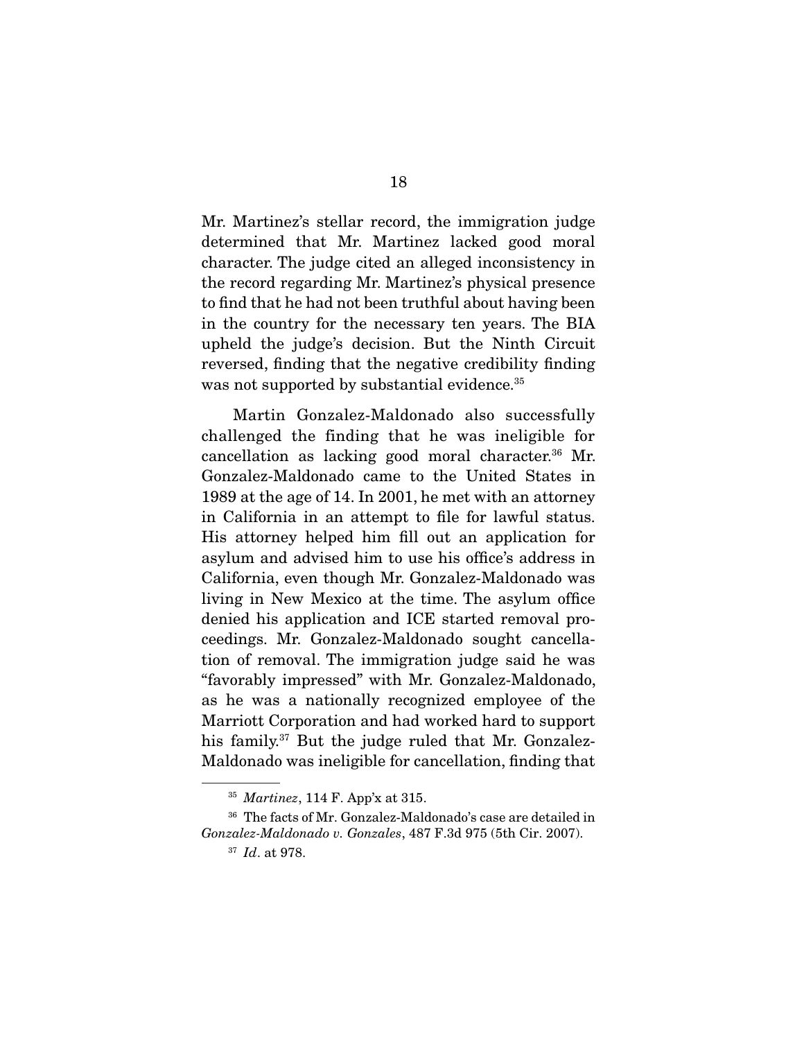Mr. Martinez's stellar record, the immigration judge determined that Mr. Martinez lacked good moral character. The judge cited an alleged inconsistency in the record regarding Mr. Martinez's physical presence to find that he had not been truthful about having been in the country for the necessary ten years. The BIA upheld the judge's decision. But the Ninth Circuit reversed, finding that the negative credibility finding was not supported by substantial evidence.[35]

Martin Gonzalez-Maldonado also successfully challenged the finding that he was ineligible for cancellation as lacking good moral character.[36] Mr. Gonzalez-Maldonado came to the United States in 1989 at the age of 14. In 2001, he met with an attorney in California in an attempt to file for lawful status. His attorney helped him fill out an application for asylum and advised him to use his office's address in California, even though Mr. Gonzalez-Maldonado was living in New Mexico at the time. The asylum office denied his application and ICE started removal proceedings. Mr. Gonzalez-Maldonado sought cancellation of removal. The immigration judge said he was "favorably impressed" with Mr. Gonzalez-Maldonado, as he was a nationally recognized employee of the Marriott Corporation and had worked hard to support his family.[37] But the judge ruled that Mr. Gonzalez-Maldonado was ineligible for cancellation, finding that

---

[35] *Martinez*, 114 F. App'x at 315.

[36] The facts of Mr. Gonzalez-Maldonado's case are detailed in *Gonzalez-Maldonado v. Gonzales*, 487 F.3d 975 (5th Cir. 2007).

[37] *Id*. at 978.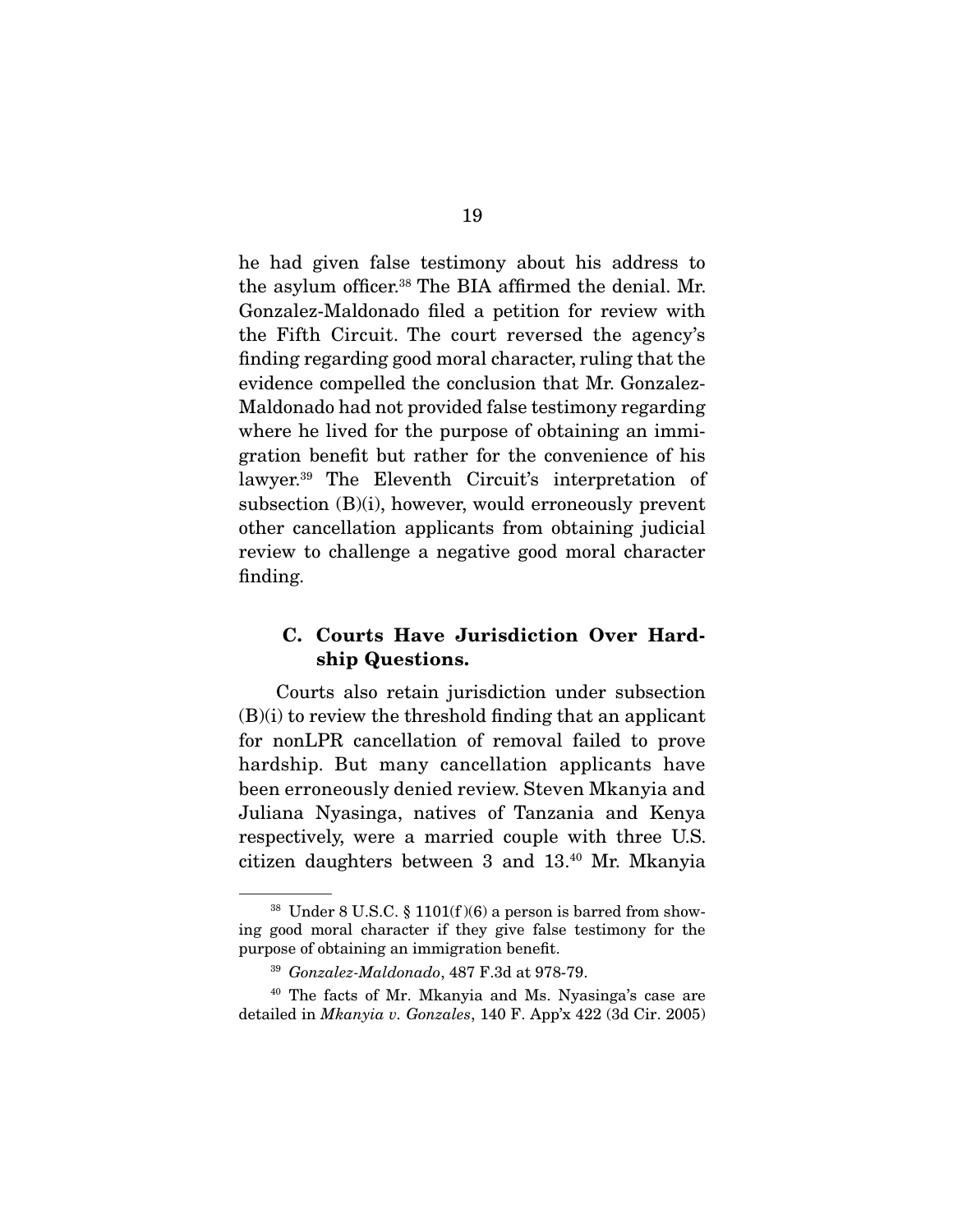he had given false testimony about his address to the asylum officer.[38] The BIA affirmed the denial. Mr. Gonzalez-Maldonado filed a petition for review with the Fifth Circuit. The court reversed the agency's finding regarding good moral character, ruling that the evidence compelled the conclusion that Mr. Gonzalez-Maldonado had not provided false testimony regarding where he lived for the purpose of obtaining an immigration benefit but rather for the convenience of his lawyer.[39] The Eleventh Circuit's interpretation of subsection (B)(i), however, would erroneously prevent other cancellation applicants from obtaining judicial review to challenge a negative good moral character finding.

### C. Courts Have Jurisdiction Over Hardship Questions.

Courts also retain jurisdiction under subsection (B)(i) to review the threshold finding that an applicant for nonLPR cancellation of removal failed to prove hardship. But many cancellation applicants have been erroneously denied review. Steven Mkanyia and Juliana Nyasinga, natives of Tanzania and Kenya respectively, were a married couple with three U.S. citizen daughters between 3 and 13.[40] Mr. Mkanyia

---

[38] Under 8 U.S.C. § 1101(f)(6) a person is barred from showing good moral character if they give false testimony for the purpose of obtaining an immigration benefit.

[39] *Gonzalez-Maldonado*, 487 F.3d at 978-79.

[40] The facts of Mr. Mkanyia and Ms. Nyasinga's case are detailed in *Mkanyia v. Gonzales*, 140 F. App'x 422 (3d Cir. 2005)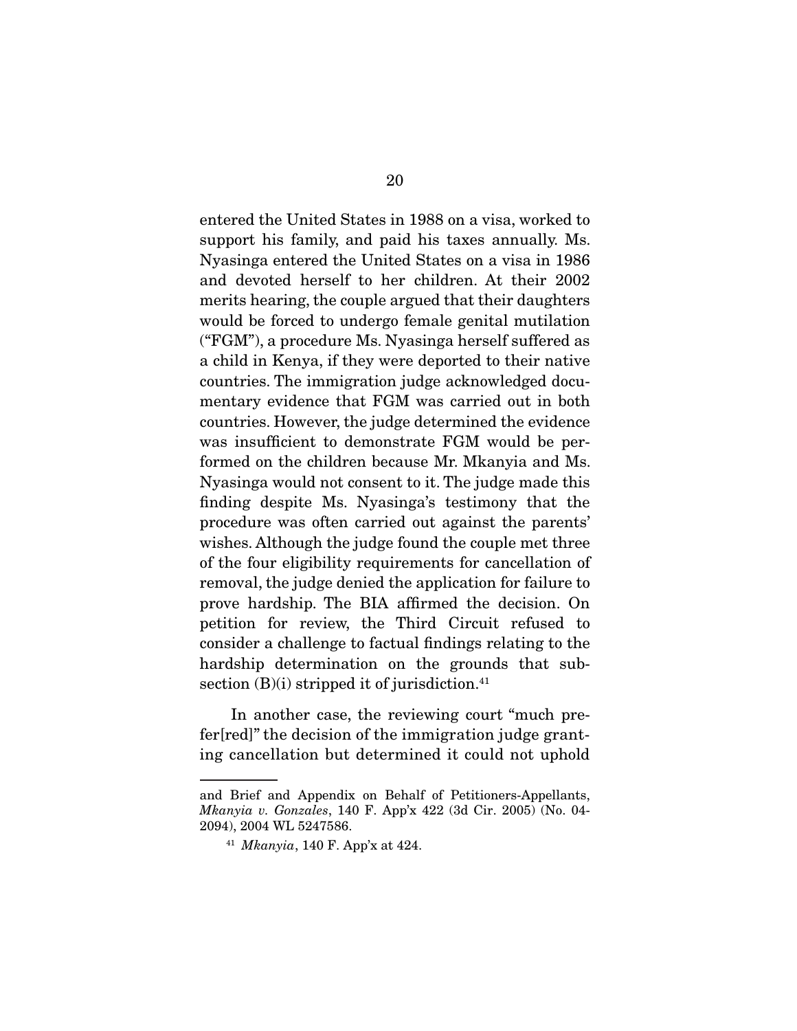entered the United States in 1988 on a visa, worked to support his family, and paid his taxes annually. Ms. Nyasinga entered the United States on a visa in 1986 and devoted herself to her children. At their 2002 merits hearing, the couple argued that their daughters would be forced to undergo female genital mutilation ("FGM"), a procedure Ms. Nyasinga herself suffered as a child in Kenya, if they were deported to their native countries. The immigration judge acknowledged documentary evidence that FGM was carried out in both countries. However, the judge determined the evidence was insufficient to demonstrate FGM would be performed on the children because Mr. Mkanyia and Ms. Nyasinga would not consent to it. The judge made this finding despite Ms. Nyasinga's testimony that the procedure was often carried out against the parents' wishes. Although the judge found the couple met three of the four eligibility requirements for cancellation of removal, the judge denied the application for failure to prove hardship. The BIA affirmed the decision. On petition for review, the Third Circuit refused to consider a challenge to factual findings relating to the hardship determination on the grounds that subsection (B)(i) stripped it of jurisdiction.[41]

In another case, the reviewing court "much prefer[red]" the decision of the immigration judge granting cancellation but determined it could not uphold

---

and Brief and Appendix on Behalf of Petitioners-Appellants, *Mkanyia v. Gonzales*, 140 F. App'x 422 (3d Cir. 2005) (No. 04-2094), 2004 WL 5247586.

[41] *Mkanyia*, 140 F. App'x at 424.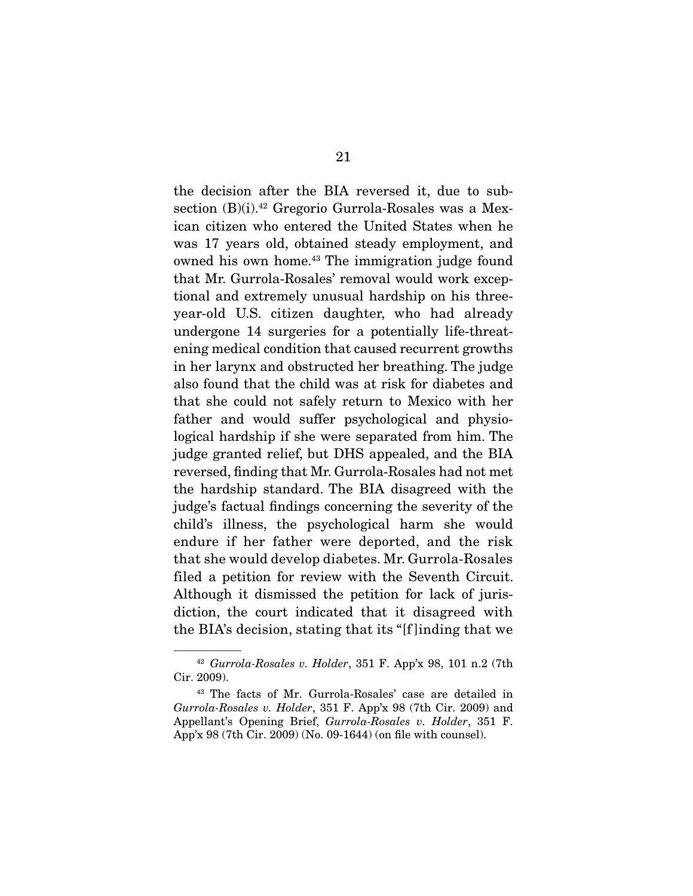the decision after the BIA reversed it, due to subsection (B)(i).[42] Gregorio Gurrola-Rosales was a Mexican citizen who entered the United States when he was 17 years old, obtained steady employment, and owned his own home.[43] The immigration judge found that Mr. Gurrola-Rosales' removal would work exceptional and extremely unusual hardship on his three-year-old U.S. citizen daughter, who had already undergone 14 surgeries for a potentially life-threatening medical condition that caused recurrent growths in her larynx and obstructed her breathing. The judge also found that the child was at risk for diabetes and that she could not safely return to Mexico with her father and would suffer psychological and physiological hardship if she were separated from him. The judge granted relief, but DHS appealed, and the BIA reversed, finding that Mr. Gurrola-Rosales had not met the hardship standard. The BIA disagreed with the judge's factual findings concerning the severity of the child's illness, the psychological harm she would endure if her father were deported, and the risk that she would develop diabetes. Mr. Gurrola-Rosales filed a petition for review with the Seventh Circuit. Although it dismissed the petition for lack of jurisdiction, the court indicated that it disagreed with the BIA's decision, stating that its "[f]inding that we

---

[42] *Gurrola-Rosales v. Holder*, 351 F. App'x 98, 101 n.2 (7th Cir. 2009).

[43] The facts of Mr. Gurrola-Rosales' case are detailed in *Gurrola-Rosales v. Holder*, 351 F. App'x 98 (7th Cir. 2009) and Appellant's Opening Brief, *Gurrola-Rosales v. Holder*, 351 F. App'x 98 (7th Cir. 2009) (No. 09-1644) (on file with counsel).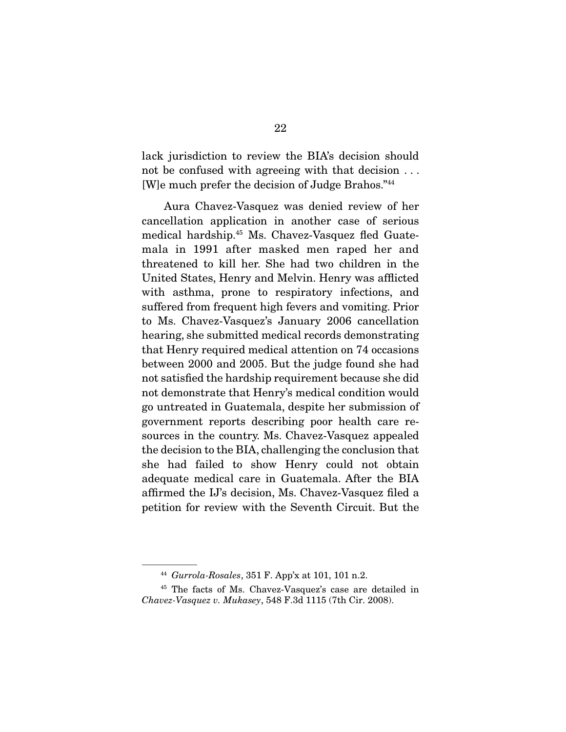lack jurisdiction to review the BIA's decision should not be confused with agreeing with that decision . . . [W]e much prefer the decision of Judge Brahos."[44]

Aura Chavez-Vasquez was denied review of her cancellation application in another case of serious medical hardship.[45] Ms. Chavez-Vasquez fled Guatemala in 1991 after masked men raped her and threatened to kill her. She had two children in the United States, Henry and Melvin. Henry was afflicted with asthma, prone to respiratory infections, and suffered from frequent high fevers and vomiting. Prior to Ms. Chavez-Vasquez's January 2006 cancellation hearing, she submitted medical records demonstrating that Henry required medical attention on 74 occasions between 2000 and 2005. But the judge found she had not satisfied the hardship requirement because she did not demonstrate that Henry's medical condition would go untreated in Guatemala, despite her submission of government reports describing poor health care resources in the country. Ms. Chavez-Vasquez appealed the decision to the BIA, challenging the conclusion that she had failed to show Henry could not obtain adequate medical care in Guatemala. After the BIA affirmed the IJ's decision, Ms. Chavez-Vasquez filed a petition for review with the Seventh Circuit. But the

---

[44] *Gurrola-Rosales*, 351 F. App'x at 101, 101 n.2.

[45] The facts of Ms. Chavez-Vasquez's case are detailed in *Chavez-Vasquez v. Mukasey*, 548 F.3d 1115 (7th Cir. 2008).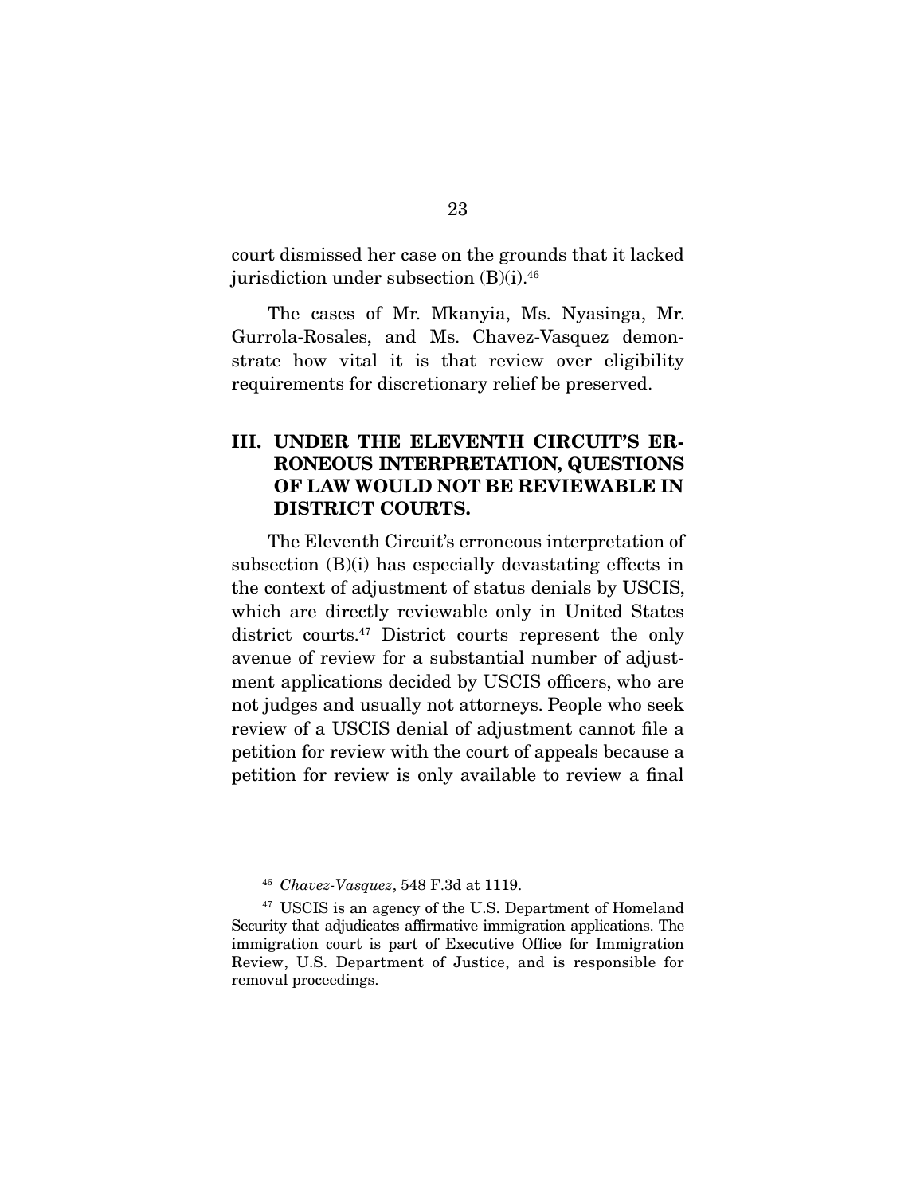court dismissed her case on the grounds that it lacked jurisdiction under subsection (B)(i).[46]

The cases of Mr. Mkanyia, Ms. Nyasinga, Mr. Gurrola-Rosales, and Ms. Chavez-Vasquez demonstrate how vital it is that review over eligibility requirements for discretionary relief be preserved.

## III. UNDER THE ELEVENTH CIRCUIT'S ERRONEOUS INTERPRETATION, QUESTIONS OF LAW WOULD NOT BE REVIEWABLE IN DISTRICT COURTS.

The Eleventh Circuit's erroneous interpretation of subsection (B)(i) has especially devastating effects in the context of adjustment of status denials by USCIS, which are directly reviewable only in United States district courts.[47] District courts represent the only avenue of review for a substantial number of adjustment applications decided by USCIS officers, who are not judges and usually not attorneys. People who seek review of a USCIS denial of adjustment cannot file a petition for review with the court of appeals because a petition for review is only available to review a final

---

[46] *Chavez-Vasquez*, 548 F.3d at 1119.

[47] USCIS is an agency of the U.S. Department of Homeland Security that adjudicates affirmative immigration applications. The immigration court is part of Executive Office for Immigration Review, U.S. Department of Justice, and is responsible for removal proceedings.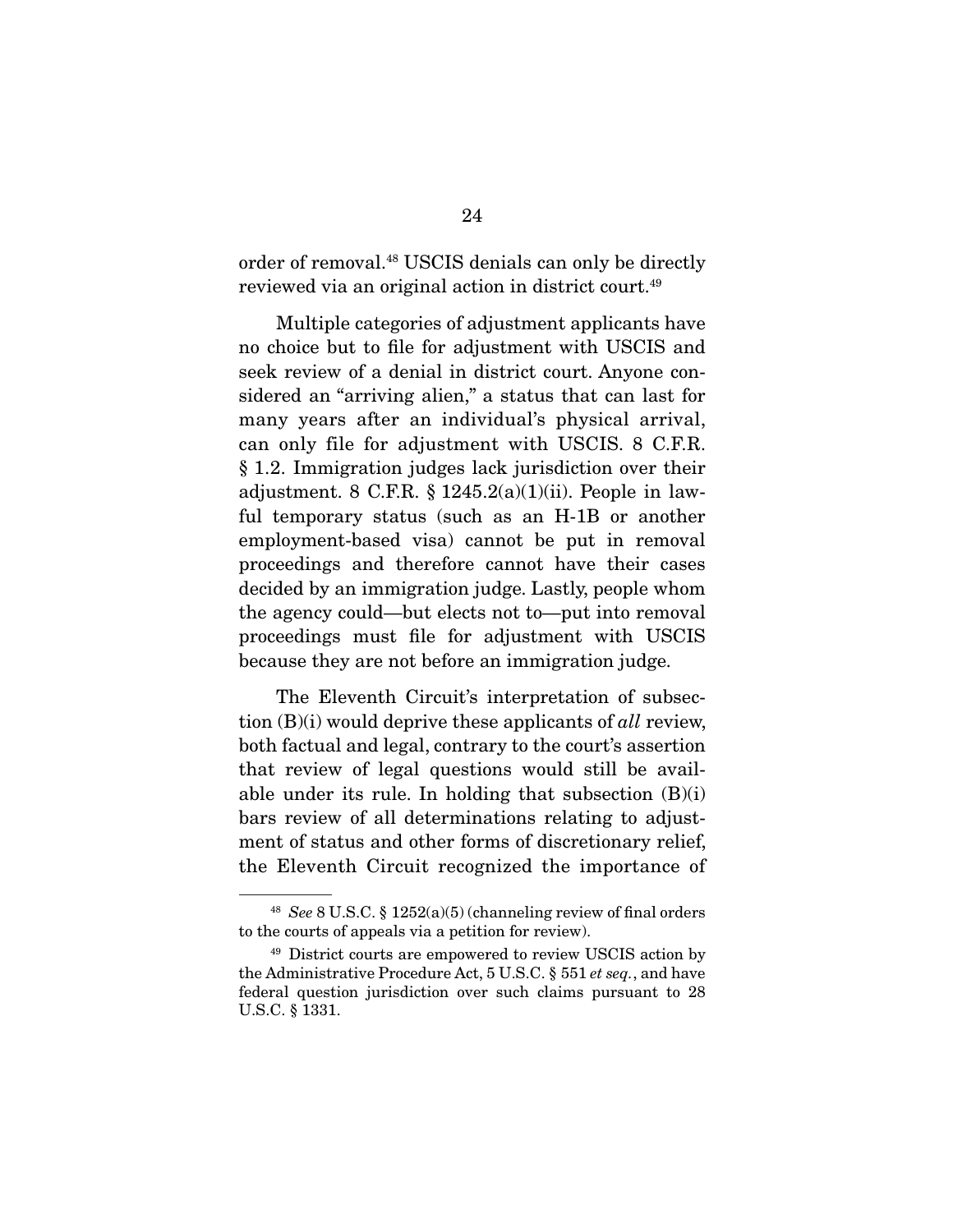order of removal.[48] USCIS denials can only be directly reviewed via an original action in district court.[49]

Multiple categories of adjustment applicants have no choice but to file for adjustment with USCIS and seek review of a denial in district court. Anyone considered an "arriving alien," a status that can last for many years after an individual's physical arrival, can only file for adjustment with USCIS. 8 C.F.R. § 1.2. Immigration judges lack jurisdiction over their adjustment. 8 C.F.R. § 1245.2(a)(1)(ii). People in lawful temporary status (such as an H-1B or another employment-based visa) cannot be put in removal proceedings and therefore cannot have their cases decided by an immigration judge. Lastly, people whom the agency could—but elects not to—put into removal proceedings must file for adjustment with USCIS because they are not before an immigration judge.

The Eleventh Circuit's interpretation of subsection (B)(i) would deprive these applicants of *all* review, both factual and legal, contrary to the court's assertion that review of legal questions would still be available under its rule. In holding that subsection (B)(i) bars review of all determinations relating to adjustment of status and other forms of discretionary relief, the Eleventh Circuit recognized the importance of

---

[48] *See* 8 U.S.C. § 1252(a)(5) (channeling review of final orders to the courts of appeals via a petition for review).

[49] District courts are empowered to review USCIS action by the Administrative Procedure Act, 5 U.S.C. § 551 *et seq.*, and have federal question jurisdiction over such claims pursuant to 28 U.S.C. § 1331.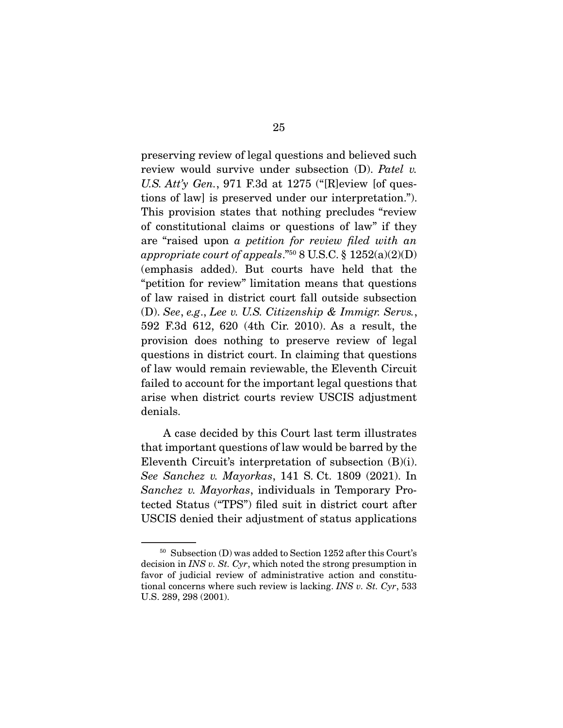preserving review of legal questions and believed such review would survive under subsection (D). *Patel v. U.S. Att'y Gen.*, 971 F.3d at 1275 ("[R]eview [of questions of law] is preserved under our interpretation."). This provision states that nothing precludes "review of constitutional claims or questions of law" if they are "raised upon *a petition for review filed with an appropriate court of appeals*."[50] 8 U.S.C. § 1252(a)(2)(D) (emphasis added). But courts have held that the "petition for review" limitation means that questions of law raised in district court fall outside subsection (D). *See*, *e.g.*, *Lee v. U.S. Citizenship & Immigr. Servs.*, 592 F.3d 612, 620 (4th Cir. 2010). As a result, the provision does nothing to preserve review of legal questions in district court. In claiming that questions of law would remain reviewable, the Eleventh Circuit failed to account for the important legal questions that arise when district courts review USCIS adjustment denials.

A case decided by this Court last term illustrates that important questions of law would be barred by the Eleventh Circuit's interpretation of subsection (B)(i). *See Sanchez v. Mayorkas*, 141 S. Ct. 1809 (2021). In *Sanchez v. Mayorkas*, individuals in Temporary Protected Status ("TPS") filed suit in district court after USCIS denied their adjustment of status applications

---

[50] Subsection (D) was added to Section 1252 after this Court's decision in *INS v. St. Cyr*, which noted the strong presumption in favor of judicial review of administrative action and constitutional concerns where such review is lacking. *INS v. St. Cyr*, 533 U.S. 289, 298 (2001).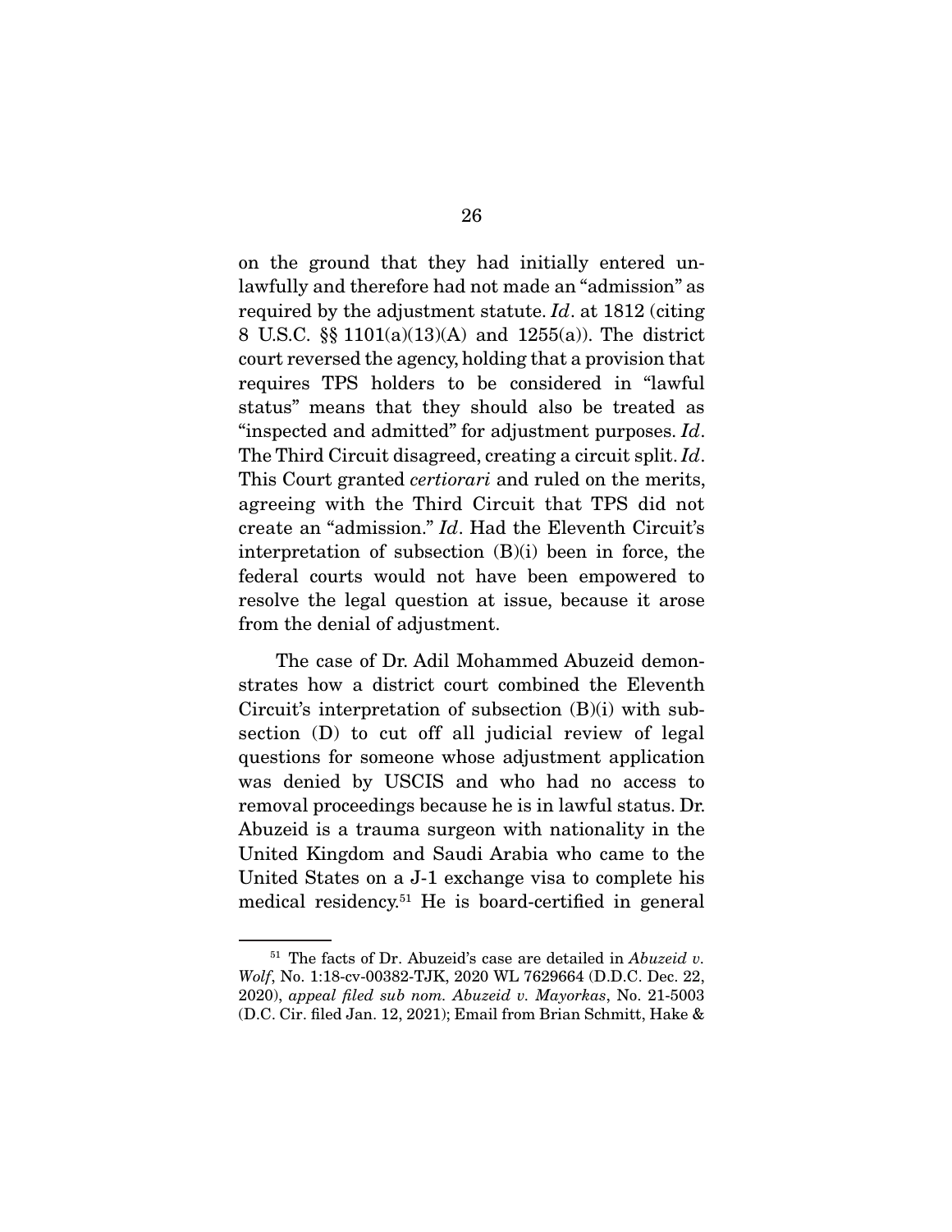on the ground that they had initially entered unlawfully and therefore had not made an "admission" as required by the adjustment statute. *Id*. at 1812 (citing 8 U.S.C. §§ 1101(a)(13)(A) and 1255(a)). The district court reversed the agency, holding that a provision that requires TPS holders to be considered in "lawful status" means that they should also be treated as "inspected and admitted" for adjustment purposes. *Id*. The Third Circuit disagreed, creating a circuit split. *Id*. This Court granted *certiorari* and ruled on the merits, agreeing with the Third Circuit that TPS did not create an "admission." *Id*. Had the Eleventh Circuit's interpretation of subsection (B)(i) been in force, the federal courts would not have been empowered to resolve the legal question at issue, because it arose from the denial of adjustment.

The case of Dr. Adil Mohammed Abuzeid demonstrates how a district court combined the Eleventh Circuit's interpretation of subsection (B)(i) with subsection (D) to cut off all judicial review of legal questions for someone whose adjustment application was denied by USCIS and who had no access to removal proceedings because he is in lawful status. Dr. Abuzeid is a trauma surgeon with nationality in the United Kingdom and Saudi Arabia who came to the United States on a J-1 exchange visa to complete his medical residency.[51] He is board-certified in general

---

[51] The facts of Dr. Abuzeid's case are detailed in *Abuzeid v. Wolf*, No. 1:18-cv-00382-TJK, 2020 WL 7629664 (D.D.C. Dec. 22, 2020), *appeal filed sub nom. Abuzeid v. Mayorkas*, No. 21-5003 (D.C. Cir. filed Jan. 12, 2021); Email from Brian Schmitt, Hake &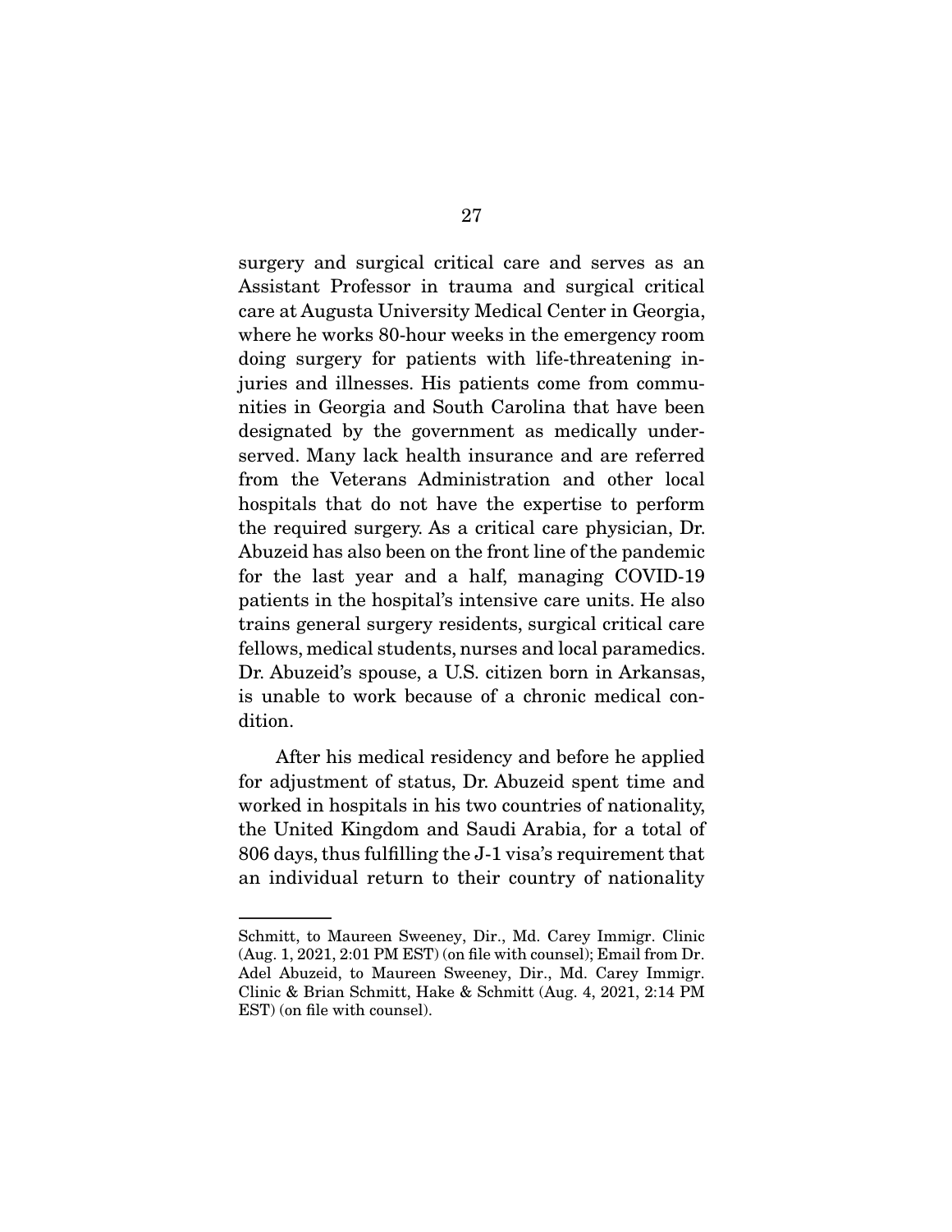surgery and surgical critical care and serves as an Assistant Professor in trauma and surgical critical care at Augusta University Medical Center in Georgia, where he works 80-hour weeks in the emergency room doing surgery for patients with life-threatening injuries and illnesses. His patients come from communities in Georgia and South Carolina that have been designated by the government as medically underserved. Many lack health insurance and are referred from the Veterans Administration and other local hospitals that do not have the expertise to perform the required surgery. As a critical care physician, Dr. Abuzeid has also been on the front line of the pandemic for the last year and a half, managing COVID-19 patients in the hospital's intensive care units. He also trains general surgery residents, surgical critical care fellows, medical students, nurses and local paramedics. Dr. Abuzeid's spouse, a U.S. citizen born in Arkansas, is unable to work because of a chronic medical condition.

After his medical residency and before he applied for adjustment of status, Dr. Abuzeid spent time and worked in hospitals in his two countries of nationality, the United Kingdom and Saudi Arabia, for a total of 806 days, thus fulfilling the J-1 visa's requirement that an individual return to their country of nationality

---

Schmitt, to Maureen Sweeney, Dir., Md. Carey Immigr. Clinic (Aug. 1, 2021, 2:01 PM EST) (on file with counsel); Email from Dr. Adel Abuzeid, to Maureen Sweeney, Dir., Md. Carey Immigr. Clinic & Brian Schmitt, Hake & Schmitt (Aug. 4, 2021, 2:14 PM EST) (on file with counsel).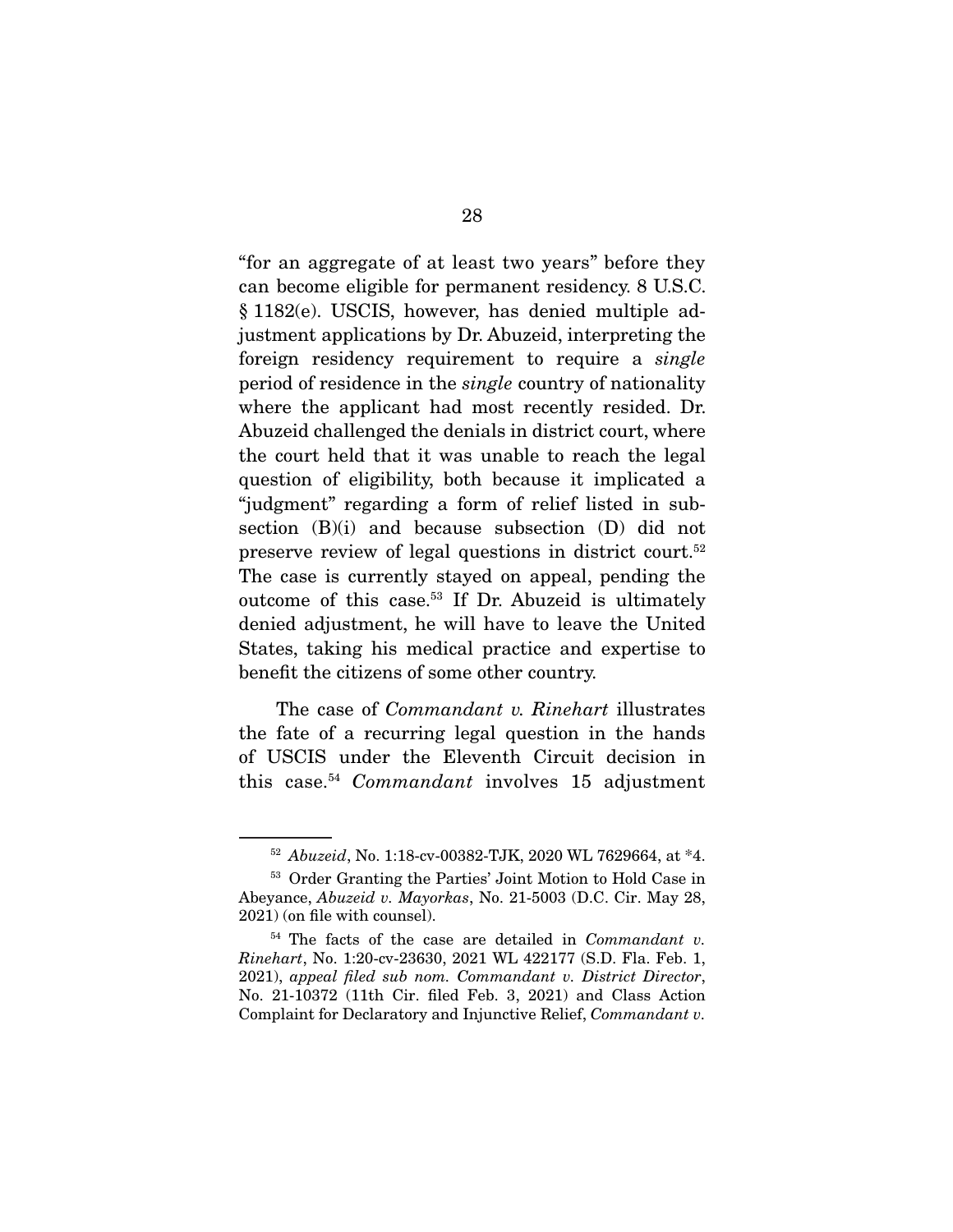"for an aggregate of at least two years" before they can become eligible for permanent residency. 8 U.S.C. § 1182(e). USCIS, however, has denied multiple adjustment applications by Dr. Abuzeid, interpreting the foreign residency requirement to require a *single* period of residence in the *single* country of nationality where the applicant had most recently resided. Dr. Abuzeid challenged the denials in district court, where the court held that it was unable to reach the legal question of eligibility, both because it implicated a "judgment" regarding a form of relief listed in subsection (B)(i) and because subsection (D) did not preserve review of legal questions in district court.[52] The case is currently stayed on appeal, pending the outcome of this case.[53] If Dr. Abuzeid is ultimately denied adjustment, he will have to leave the United States, taking his medical practice and expertise to benefit the citizens of some other country.

The case of *Commandant v. Rinehart* illustrates the fate of a recurring legal question in the hands of USCIS under the Eleventh Circuit decision in this case.[54] *Commandant* involves 15 adjustment

---

[52] *Abuzeid*, No. 1:18-cv-00382-TJK, 2020 WL 7629664, at *4.

[53] Order Granting the Parties' Joint Motion to Hold Case in Abeyance, *Abuzeid v. Mayorkas*, No. 21-5003 (D.C. Cir. May 28, 2021) (on file with counsel).

[54] The facts of the case are detailed in *Commandant v. Rinehart*, No. 1:20-cv-23630, 2021 WL 422177 (S.D. Fla. Feb. 1, 2021), *appeal filed sub nom. Commandant v. District Director*, No. 21-10372 (11th Cir. filed Feb. 3, 2021) and Class Action Complaint for Declaratory and Injunctive Relief, *Commandant v.*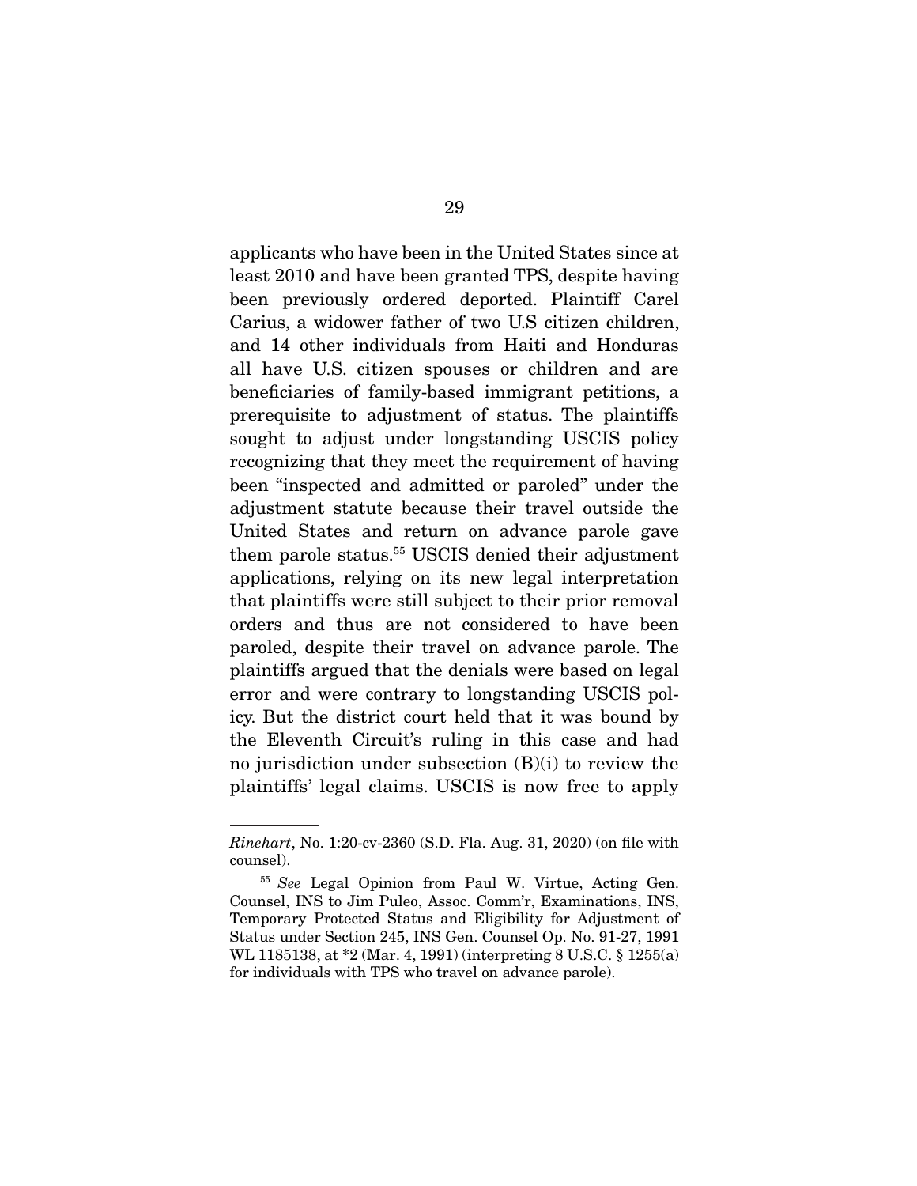applicants who have been in the United States since at least 2010 and have been granted TPS, despite having been previously ordered deported. Plaintiff Carel Carius, a widower father of two U.S citizen children, and 14 other individuals from Haiti and Honduras all have U.S. citizen spouses or children and are beneficiaries of family-based immigrant petitions, a prerequisite to adjustment of status. The plaintiffs sought to adjust under longstanding USCIS policy recognizing that they meet the requirement of having been "inspected and admitted or paroled" under the adjustment statute because their travel outside the United States and return on advance parole gave them parole status.[55] USCIS denied their adjustment applications, relying on its new legal interpretation that plaintiffs were still subject to their prior removal orders and thus are not considered to have been paroled, despite their travel on advance parole. The plaintiffs argued that the denials were based on legal error and were contrary to longstanding USCIS policy. But the district court held that it was bound by the Eleventh Circuit's ruling in this case and had no jurisdiction under subsection (B)(i) to review the plaintiffs' legal claims. USCIS is now free to apply

---

*Rinehart*, No. 1:20-cv-2360 (S.D. Fla. Aug. 31, 2020) (on file with counsel).

[55] *See* Legal Opinion from Paul W. Virtue, Acting Gen. Counsel, INS to Jim Puleo, Assoc. Comm'r, Examinations, INS, Temporary Protected Status and Eligibility for Adjustment of Status under Section 245, INS Gen. Counsel Op. No. 91-27, 1991 WL 1185138, at *2 (Mar. 4, 1991) (interpreting 8 U.S.C. § 1255(a) for individuals with TPS who travel on advance parole).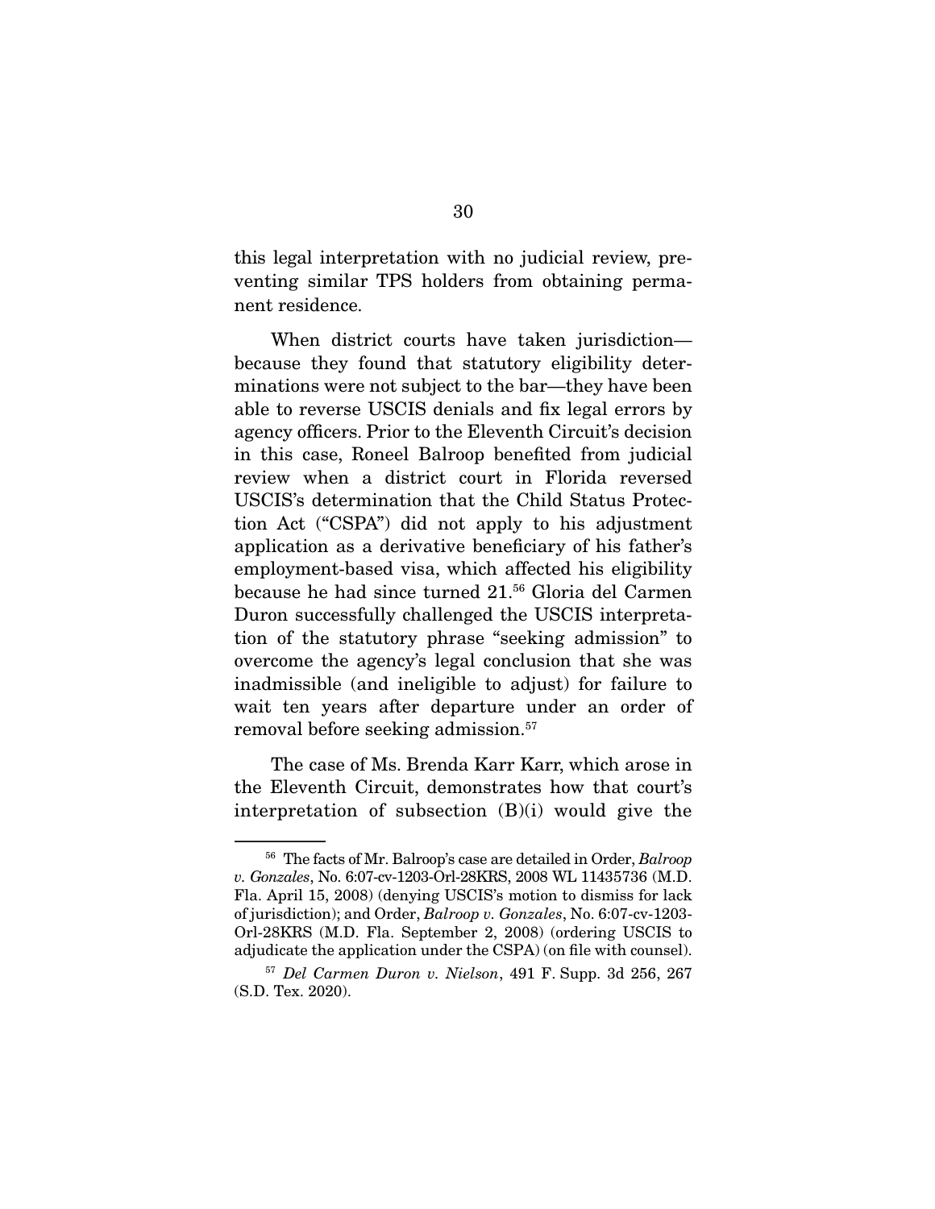this legal interpretation with no judicial review, preventing similar TPS holders from obtaining permanent residence.

When district courts have taken jurisdiction—because they found that statutory eligibility determinations were not subject to the bar—they have been able to reverse USCIS denials and fix legal errors by agency officers. Prior to the Eleventh Circuit's decision in this case, Roneel Balroop benefited from judicial review when a district court in Florida reversed USCIS's determination that the Child Status Protection Act ("CSPA") did not apply to his adjustment application as a derivative beneficiary of his father's employment-based visa, which affected his eligibility because he had since turned 21.[56] Gloria del Carmen Duron successfully challenged the USCIS interpretation of the statutory phrase "seeking admission" to overcome the agency's legal conclusion that she was inadmissible (and ineligible to adjust) for failure to wait ten years after departure under an order of removal before seeking admission.[57]

The case of Ms. Brenda Karr Karr, which arose in the Eleventh Circuit, demonstrates how that court's interpretation of subsection (B)(i) would give the

---

[56] The facts of Mr. Balroop's case are detailed in Order, *Balroop v. Gonzales*, No. 6:07-cv-1203-Orl-28KRS, 2008 WL 11435736 (M.D. Fla. April 15, 2008) (denying USCIS's motion to dismiss for lack of jurisdiction); and Order, *Balroop v. Gonzales*, No. 6:07-cv-1203-Orl-28KRS (M.D. Fla. September 2, 2008) (ordering USCIS to adjudicate the application under the CSPA) (on file with counsel).

[57] *Del Carmen Duron v. Nielson*, 491 F. Supp. 3d 256, 267 (S.D. Tex. 2020).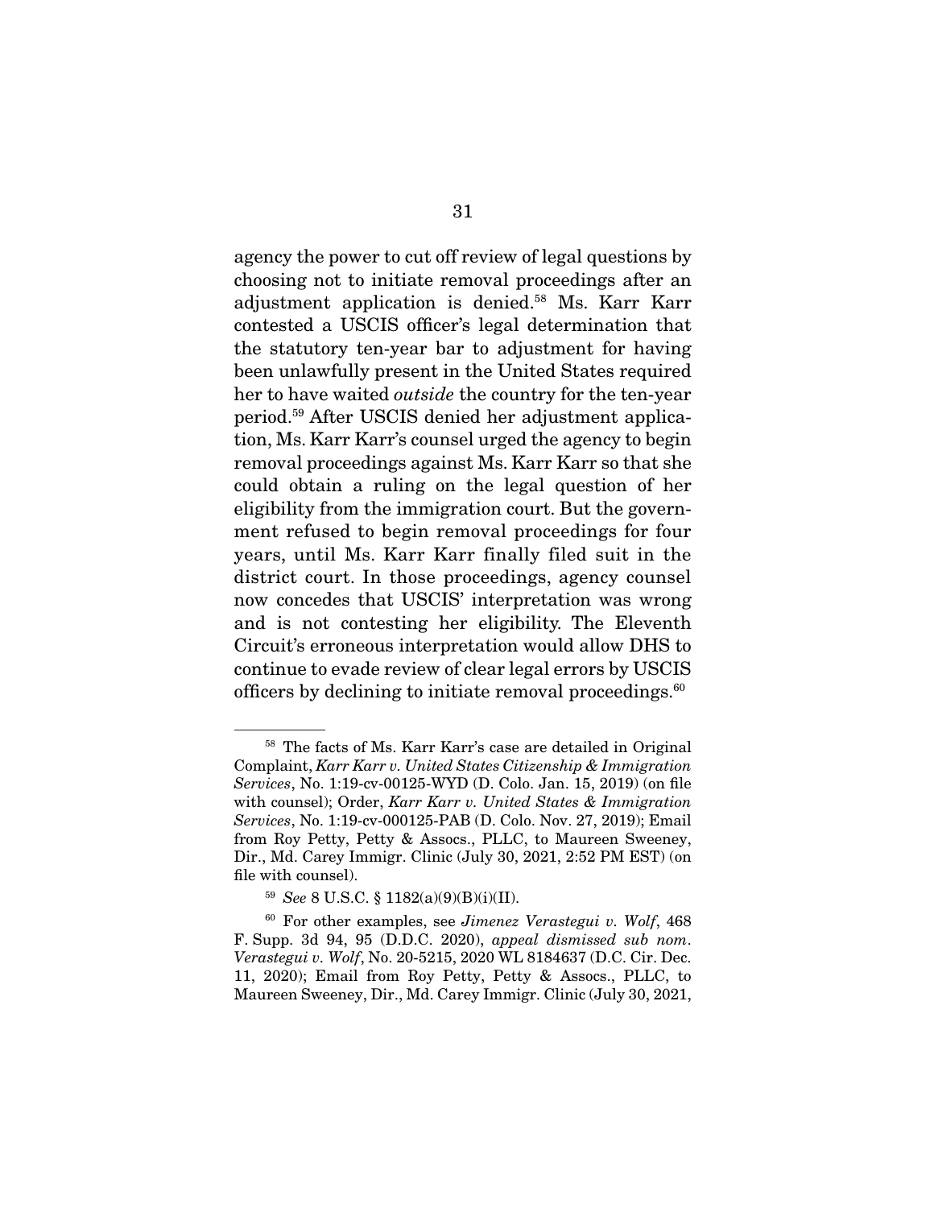agency the power to cut off review of legal questions by choosing not to initiate removal proceedings after an adjustment application is denied.[58] Ms. Karr Karr contested a USCIS officer's legal determination that the statutory ten-year bar to adjustment for having been unlawfully present in the United States required her to have waited *outside* the country for the ten-year period.[59] After USCIS denied her adjustment application, Ms. Karr Karr's counsel urged the agency to begin removal proceedings against Ms. Karr Karr so that she could obtain a ruling on the legal question of her eligibility from the immigration court. But the government refused to begin removal proceedings for four years, until Ms. Karr Karr finally filed suit in the district court. In those proceedings, agency counsel now concedes that USCIS' interpretation was wrong and is not contesting her eligibility. The Eleventh Circuit's erroneous interpretation would allow DHS to continue to evade review of clear legal errors by USCIS officers by declining to initiate removal proceedings.[60]

---

[58] The facts of Ms. Karr Karr's case are detailed in Original Complaint, *Karr Karr v. United States Citizenship & Immigration Services*, No. 1:19-cv-00125-WYD (D. Colo. Jan. 15, 2019) (on file with counsel); Order, *Karr Karr v. United States & Immigration Services*, No. 1:19-cv-000125-PAB (D. Colo. Nov. 27, 2019); Email from Roy Petty, Petty & Assocs., PLLC, to Maureen Sweeney, Dir., Md. Carey Immigr. Clinic (July 30, 2021, 2:52 PM EST) (on file with counsel).

[59] *See* 8 U.S.C. § 1182(a)(9)(B)(i)(II).

[60] For other examples, see *Jimenez Verastegui v. Wolf*, 468 F. Supp. 3d 94, 95 (D.D.C. 2020), *appeal dismissed sub nom. Verastegui v. Wolf*, No. 20-5215, 2020 WL 8184637 (D.C. Cir. Dec. 11, 2020); Email from Roy Petty, Petty & Assocs., PLLC, to Maureen Sweeney, Dir., Md. Carey Immigr. Clinic (July 30, 2021,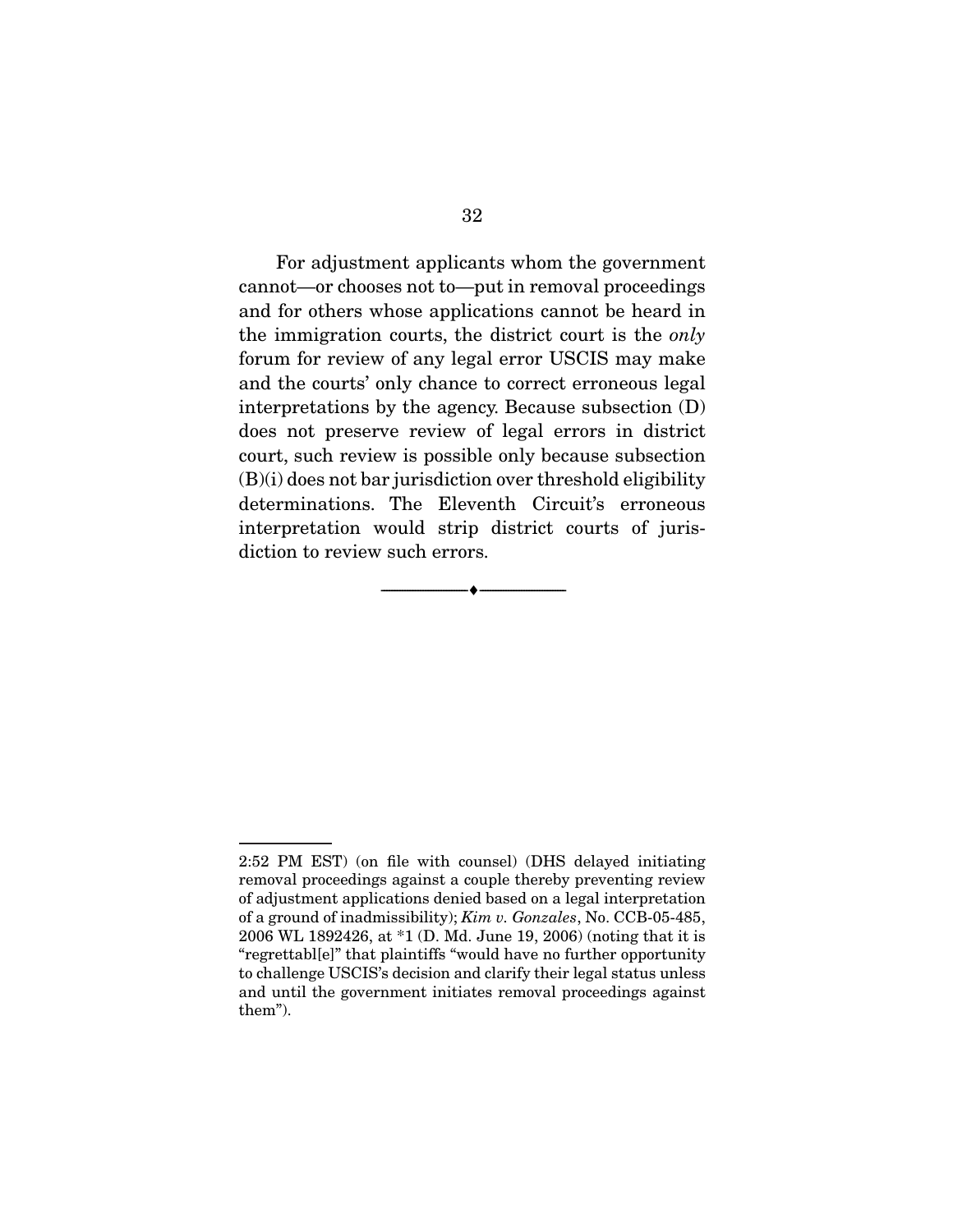For adjustment applicants whom the government cannot—or chooses not to—put in removal proceedings and for others whose applications cannot be heard in the immigration courts, the district court is the *only* forum for review of any legal error USCIS may make and the courts' only chance to correct erroneous legal interpretations by the agency. Because subsection (D) does not preserve review of legal errors in district court, such review is possible only because subsection (B)(i) does not bar jurisdiction over threshold eligibility determinations. The Eleventh Circuit's erroneous interpretation would strip district courts of jurisdiction to review such errors.

---

2:52 PM EST) (on file with counsel) (DHS delayed initiating removal proceedings against a couple thereby preventing review of adjustment applications denied based on a legal interpretation of a ground of inadmissibility); *Kim v. Gonzales*, No. CCB-05-485, 2006 WL 1892426, at *1 (D. Md. June 19, 2006) (noting that it is "regrettabl[e]" that plaintiffs "would have no further opportunity to challenge USCIS's decision and clarify their legal status unless and until the government initiates removal proceedings against them").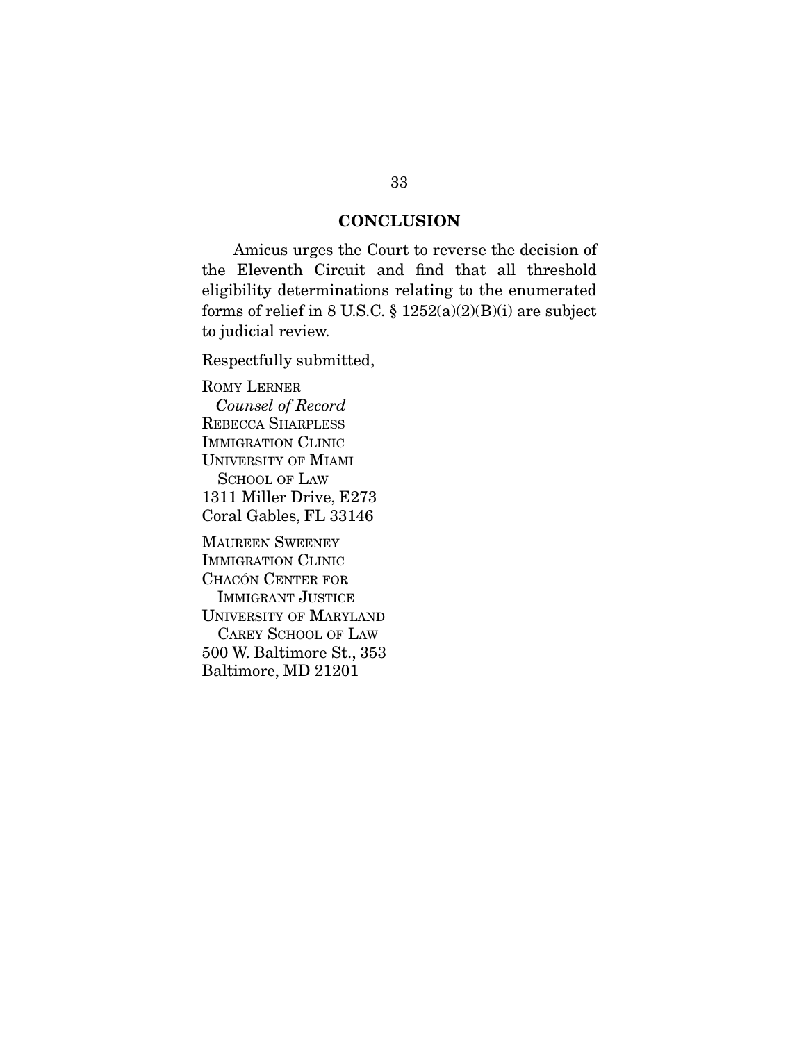## CONCLUSION

Amicus urges the Court to reverse the decision of the Eleventh Circuit and find that all threshold eligibility determinations relating to the enumerated forms of relief in 8 U.S.C. § 1252(a)(2)(B)(i) are subject to judicial review.

Respectfully submitted,

ROMY LERNER
*Counsel of Record*
REBECCA SHARPLESS
IMMIGRATION CLINIC
UNIVERSITY OF MIAMI
SCHOOL OF LAW
1311 Miller Drive, E273
Coral Gables, FL 33146

MAUREEN SWEENEY
IMMIGRATION CLINIC
CHACÓN CENTER FOR
IMMIGRANT JUSTICE
UNIVERSITY OF MARYLAND
CAREY SCHOOL OF LAW
500 W. Baltimore St., 353
Baltimore, MD 21201